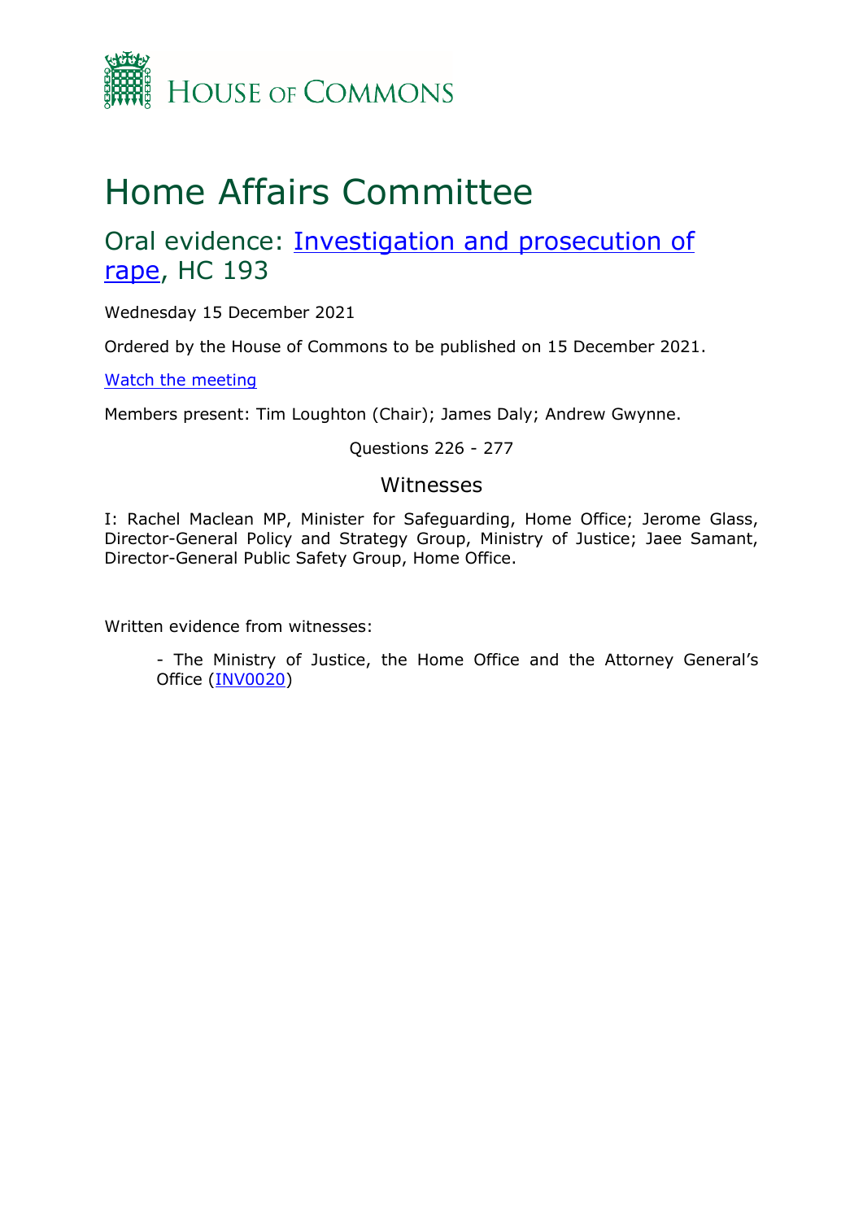House of Commons

# Home Affairs Committee

## Oral evidence: Investigation and prosecution of rape, HC 193

Wednesday 15 December 2021

Ordered by the House of Commons to be published on 15 December 2021.

Watch the meeting

Members present: Tim Loughton (Chair); James Daly; Andrew Gwynne.

Questions 226 - 277

### Witnesses

I: Rachel Maclean MP, Minister for Safeguarding, Home Office; Jerome Glass, Director-General Policy and Strategy Group, Ministry of Justice; Jaee Samant, Director-General Public Safety Group, Home Office.

Written evidence from witnesses:

- The Ministry of Justice, the Home Office and the Attorney General's Office (INV0020)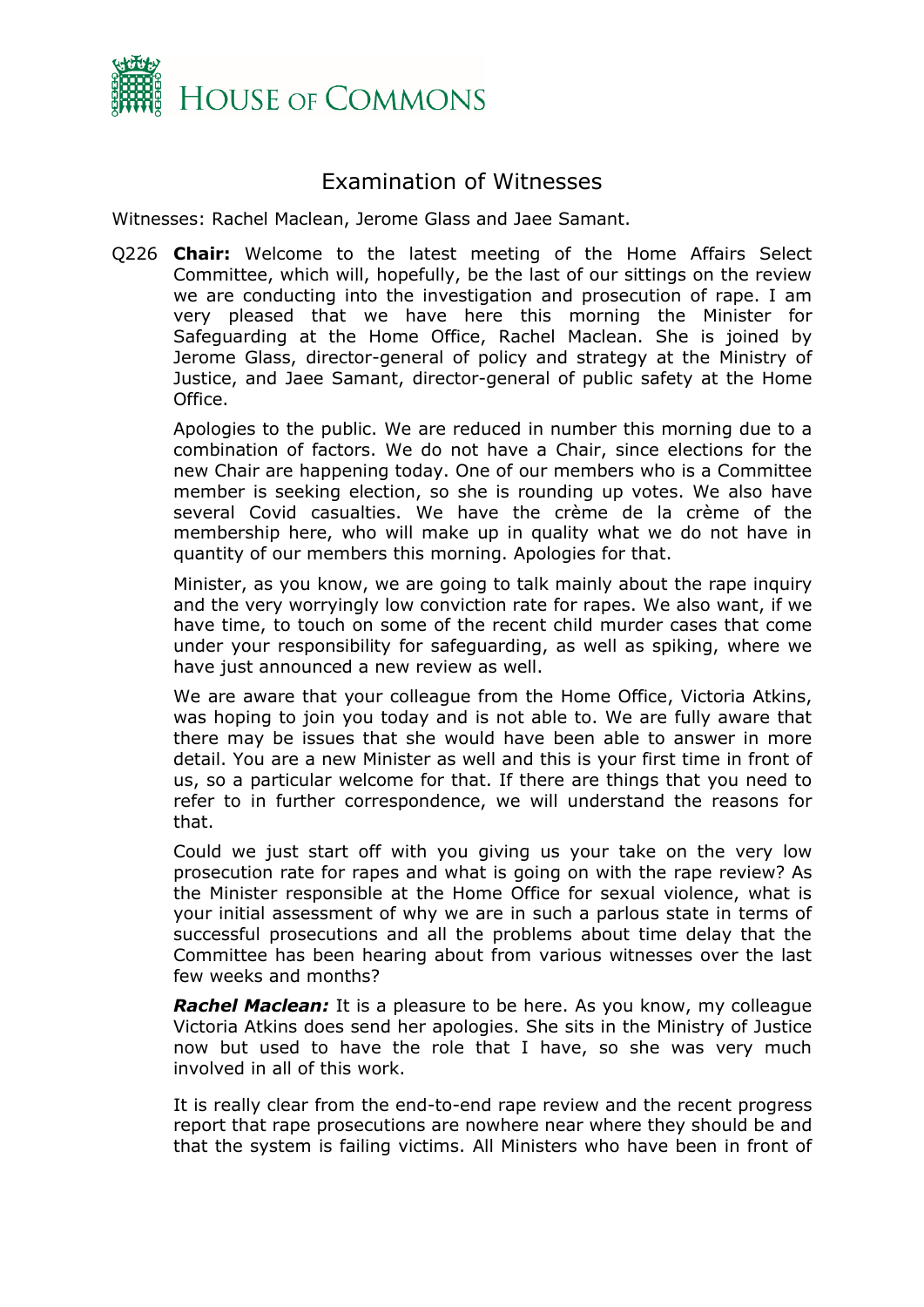# Examination of Witnesses

Witnesses: Rachel Maclean, Jerome Glass and Jaee Samant.

Q226 **Chair:** Welcome to the latest meeting of the Home Affairs Select Committee, which will, hopefully, be the last of our sittings on the review we are conducting into the investigation and prosecution of rape. I am very pleased that we have here this morning the Minister for Safeguarding at the Home Office, Rachel Maclean. She is joined by Jerome Glass, director-general of policy and strategy at the Ministry of Justice, and Jaee Samant, director-general of public safety at the Home Office.

Apologies to the public. We are reduced in number this morning due to a combination of factors. We do not have a Chair, since elections for the new Chair are happening today. One of our members who is a Committee member is seeking election, so she is rounding up votes. We also have several Covid casualties. We have the crème de la crème of the membership here, who will make up in quality what we do not have in quantity of our members this morning. Apologies for that.

Minister, as you know, we are going to talk mainly about the rape inquiry and the very worryingly low conviction rate for rapes. We also want, if we have time, to touch on some of the recent child murder cases that come under your responsibility for safeguarding, as well as spiking, where we have just announced a new review as well.

We are aware that your colleague from the Home Office, Victoria Atkins, was hoping to join you today and is not able to. We are fully aware that there may be issues that she would have been able to answer in more detail. You are a new Minister as well and this is your first time in front of us, so a particular welcome for that. If there are things that you need to refer to in further correspondence, we will understand the reasons for that.

Could we just start off with you giving us your take on the very low prosecution rate for rapes and what is going on with the rape review? As the Minister responsible at the Home Office for sexual violence, what is your initial assessment of why we are in such a parlous state in terms of successful prosecutions and all the problems about time delay that the Committee has been hearing about from various witnesses over the last few weeks and months?

***Rachel Maclean:*** It is a pleasure to be here. As you know, my colleague Victoria Atkins does send her apologies. She sits in the Ministry of Justice now but used to have the role that I have, so she was very much involved in all of this work.

It is really clear from the end-to-end rape review and the recent progress report that rape prosecutions are nowhere near where they should be and that the system is failing victims. All Ministers who have been in front of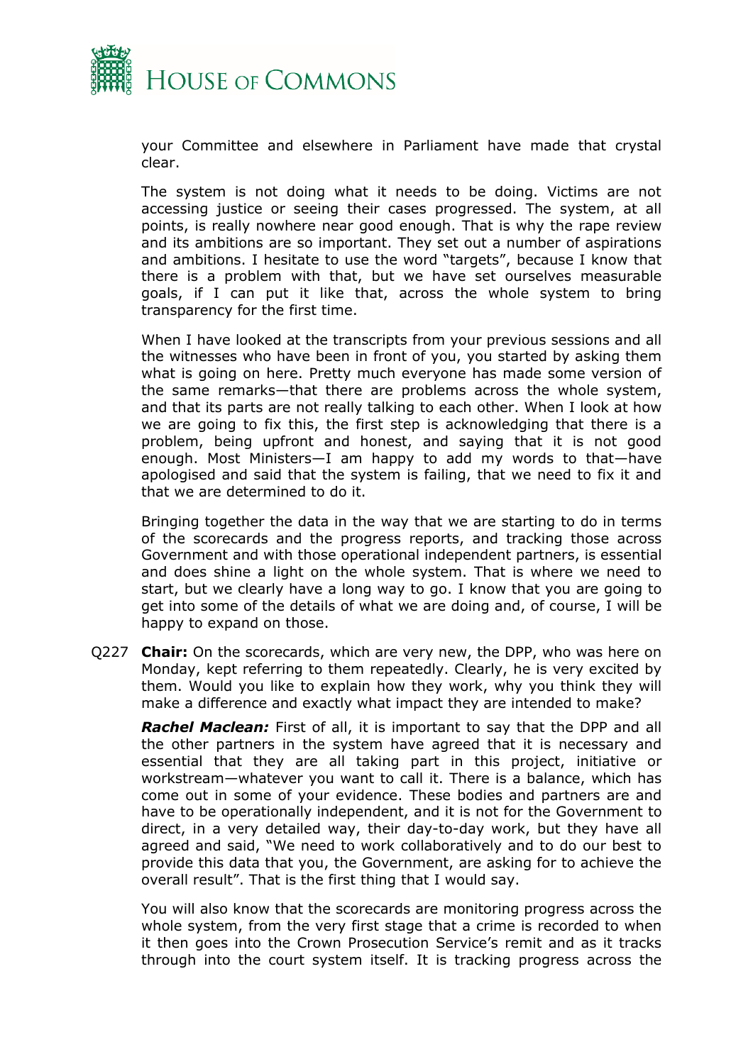your Committee and elsewhere in Parliament have made that crystal clear.

The system is not doing what it needs to be doing. Victims are not accessing justice or seeing their cases progressed. The system, at all points, is really nowhere near good enough. That is why the rape review and its ambitions are so important. They set out a number of aspirations and ambitions. I hesitate to use the word "targets", because I know that there is a problem with that, but we have set ourselves measurable goals, if I can put it like that, across the whole system to bring transparency for the first time.

When I have looked at the transcripts from your previous sessions and all the witnesses who have been in front of you, you started by asking them what is going on here. Pretty much everyone has made some version of the same remarks—that there are problems across the whole system, and that its parts are not really talking to each other. When I look at how we are going to fix this, the first step is acknowledging that there is a problem, being upfront and honest, and saying that it is not good enough. Most Ministers—I am happy to add my words to that—have apologised and said that the system is failing, that we need to fix it and that we are determined to do it.

Bringing together the data in the way that we are starting to do in terms of the scorecards and the progress reports, and tracking those across Government and with those operational independent partners, is essential and does shine a light on the whole system. That is where we need to start, but we clearly have a long way to go. I know that you are going to get into some of the details of what we are doing and, of course, I will be happy to expand on those.

Q227 **Chair:** On the scorecards, which are very new, the DPP, who was here on Monday, kept referring to them repeatedly. Clearly, he is very excited by them. Would you like to explain how they work, why you think they will make a difference and exactly what impact they are intended to make?

***Rachel Maclean:*** First of all, it is important to say that the DPP and all the other partners in the system have agreed that it is necessary and essential that they are all taking part in this project, initiative or workstream—whatever you want to call it. There is a balance, which has come out in some of your evidence. These bodies and partners are and have to be operationally independent, and it is not for the Government to direct, in a very detailed way, their day-to-day work, but they have all agreed and said, "We need to work collaboratively and to do our best to provide this data that you, the Government, are asking for to achieve the overall result". That is the first thing that I would say.

You will also know that the scorecards are monitoring progress across the whole system, from the very first stage that a crime is recorded to when it then goes into the Crown Prosecution Service's remit and as it tracks through into the court system itself. It is tracking progress across the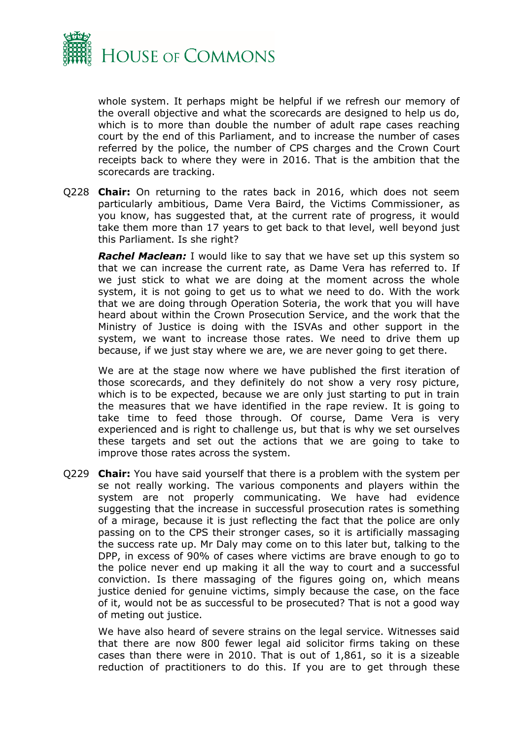whole system. It perhaps might be helpful if we refresh our memory of the overall objective and what the scorecards are designed to help us do, which is to more than double the number of adult rape cases reaching court by the end of this Parliament, and to increase the number of cases referred by the police, the number of CPS charges and the Crown Court receipts back to where they were in 2016. That is the ambition that the scorecards are tracking.

Q228 **Chair:** On returning to the rates back in 2016, which does not seem particularly ambitious, Dame Vera Baird, the Victims Commissioner, as you know, has suggested that, at the current rate of progress, it would take them more than 17 years to get back to that level, well beyond just this Parliament. Is she right?

***Rachel Maclean:*** I would like to say that we have set up this system so that we can increase the current rate, as Dame Vera has referred to. If we just stick to what we are doing at the moment across the whole system, it is not going to get us to what we need to do. With the work that we are doing through Operation Soteria, the work that you will have heard about within the Crown Prosecution Service, and the work that the Ministry of Justice is doing with the ISVAs and other support in the system, we want to increase those rates. We need to drive them up because, if we just stay where we are, we are never going to get there.

We are at the stage now where we have published the first iteration of those scorecards, and they definitely do not show a very rosy picture, which is to be expected, because we are only just starting to put in train the measures that we have identified in the rape review. It is going to take time to feed those through. Of course, Dame Vera is very experienced and is right to challenge us, but that is why we set ourselves these targets and set out the actions that we are going to take to improve those rates across the system.

Q229 **Chair:** You have said yourself that there is a problem with the system per se not really working. The various components and players within the system are not properly communicating. We have had evidence suggesting that the increase in successful prosecution rates is something of a mirage, because it is just reflecting the fact that the police are only passing on to the CPS their stronger cases, so it is artificially massaging the success rate up. Mr Daly may come on to this later but, talking to the DPP, in excess of 90% of cases where victims are brave enough to go to the police never end up making it all the way to court and a successful conviction. Is there massaging of the figures going on, which means justice denied for genuine victims, simply because the case, on the face of it, would not be as successful to be prosecuted? That is not a good way of meting out justice.

We have also heard of severe strains on the legal service. Witnesses said that there are now 800 fewer legal aid solicitor firms taking on these cases than there were in 2010. That is out of 1,861, so it is a sizeable reduction of practitioners to do this. If you are to get through these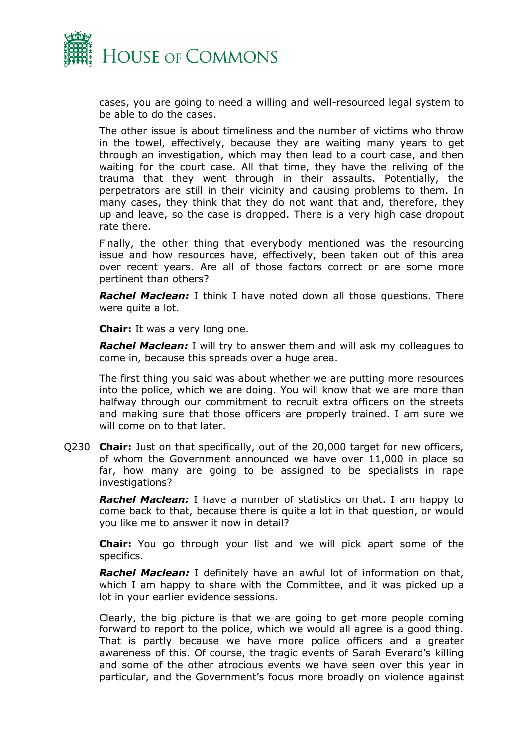cases, you are going to need a willing and well-resourced legal system to be able to do the cases.

The other issue is about timeliness and the number of victims who throw in the towel, effectively, because they are waiting many years to get through an investigation, which may then lead to a court case, and then waiting for the court case. All that time, they have the reliving of the trauma that they went through in their assaults. Potentially, the perpetrators are still in their vicinity and causing problems to them. In many cases, they think that they do not want that and, therefore, they up and leave, so the case is dropped. There is a very high case dropout rate there.

Finally, the other thing that everybody mentioned was the resourcing issue and how resources have, effectively, been taken out of this area over recent years. Are all of those factors correct or are some more pertinent than others?

***Rachel Maclean:*** I think I have noted down all those questions. There were quite a lot.

**Chair:** It was a very long one.

***Rachel Maclean:*** I will try to answer them and will ask my colleagues to come in, because this spreads over a huge area.

The first thing you said was about whether we are putting more resources into the police, which we are doing. You will know that we are more than halfway through our commitment to recruit extra officers on the streets and making sure that those officers are properly trained. I am sure we will come on to that later.

Q230 **Chair:** Just on that specifically, out of the 20,000 target for new officers, of whom the Government announced we have over 11,000 in place so far, how many are going to be assigned to be specialists in rape investigations?

***Rachel Maclean:*** I have a number of statistics on that. I am happy to come back to that, because there is quite a lot in that question, or would you like me to answer it now in detail?

**Chair:** You go through your list and we will pick apart some of the specifics.

***Rachel Maclean:*** I definitely have an awful lot of information on that, which I am happy to share with the Committee, and it was picked up a lot in your earlier evidence sessions.

Clearly, the big picture is that we are going to get more people coming forward to report to the police, which we would all agree is a good thing. That is partly because we have more police officers and a greater awareness of this. Of course, the tragic events of Sarah Everard's killing and some of the other atrocious events we have seen over this year in particular, and the Government's focus more broadly on violence against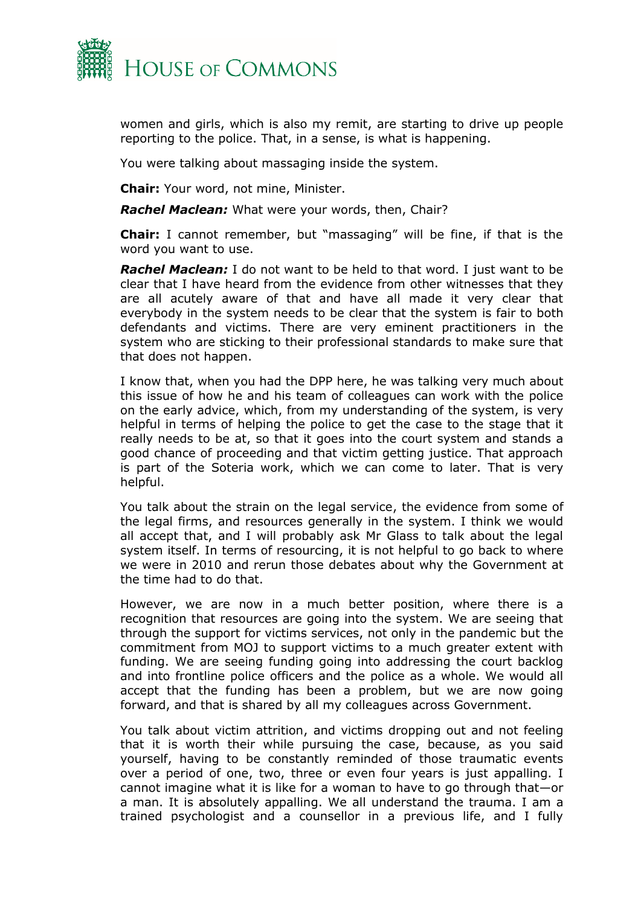women and girls, which is also my remit, are starting to drive up people reporting to the police. That, in a sense, is what is happening.

You were talking about massaging inside the system.

**Chair:** Your word, not mine, Minister.

***Rachel Maclean:*** What were your words, then, Chair?

**Chair:** I cannot remember, but "massaging" will be fine, if that is the word you want to use.

***Rachel Maclean:*** I do not want to be held to that word. I just want to be clear that I have heard from the evidence from other witnesses that they are all acutely aware of that and have all made it very clear that everybody in the system needs to be clear that the system is fair to both defendants and victims. There are very eminent practitioners in the system who are sticking to their professional standards to make sure that that does not happen.

I know that, when you had the DPP here, he was talking very much about this issue of how he and his team of colleagues can work with the police on the early advice, which, from my understanding of the system, is very helpful in terms of helping the police to get the case to the stage that it really needs to be at, so that it goes into the court system and stands a good chance of proceeding and that victim getting justice. That approach is part of the Soteria work, which we can come to later. That is very helpful.

You talk about the strain on the legal service, the evidence from some of the legal firms, and resources generally in the system. I think we would all accept that, and I will probably ask Mr Glass to talk about the legal system itself. In terms of resourcing, it is not helpful to go back to where we were in 2010 and rerun those debates about why the Government at the time had to do that.

However, we are now in a much better position, where there is a recognition that resources are going into the system. We are seeing that through the support for victims services, not only in the pandemic but the commitment from MOJ to support victims to a much greater extent with funding. We are seeing funding going into addressing the court backlog and into frontline police officers and the police as a whole. We would all accept that the funding has been a problem, but we are now going forward, and that is shared by all my colleagues across Government.

You talk about victim attrition, and victims dropping out and not feeling that it is worth their while pursuing the case, because, as you said yourself, having to be constantly reminded of those traumatic events over a period of one, two, three or even four years is just appalling. I cannot imagine what it is like for a woman to have to go through that—or a man. It is absolutely appalling. We all understand the trauma. I am a trained psychologist and a counsellor in a previous life, and I fully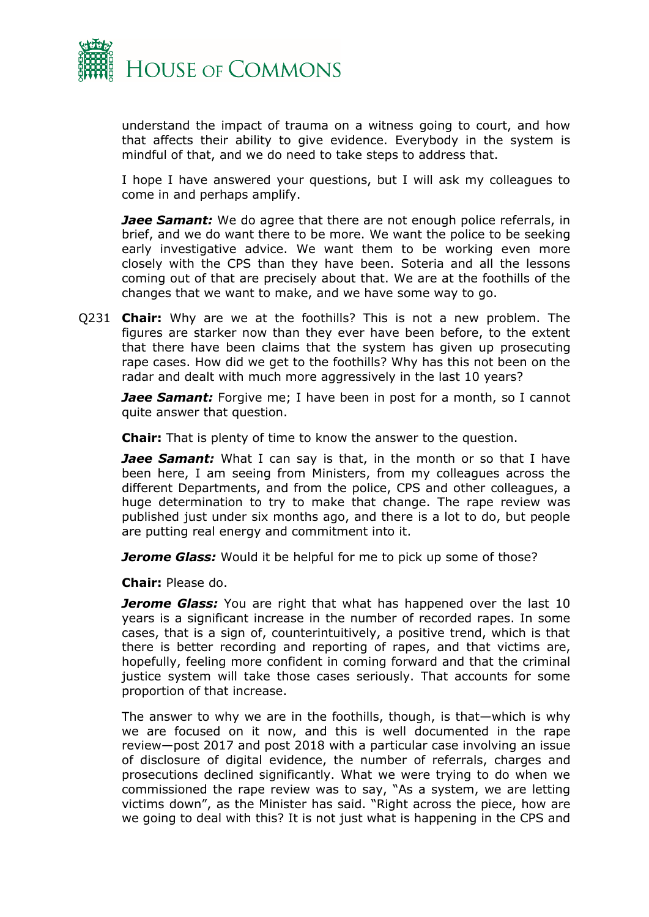understand the impact of trauma on a witness going to court, and how that affects their ability to give evidence. Everybody in the system is mindful of that, and we do need to take steps to address that.

I hope I have answered your questions, but I will ask my colleagues to come in and perhaps amplify.

***Jaee Samant:*** We do agree that there are not enough police referrals, in brief, and we do want there to be more. We want the police to be seeking early investigative advice. We want them to be working even more closely with the CPS than they have been. Soteria and all the lessons coming out of that are precisely about that. We are at the foothills of the changes that we want to make, and we have some way to go.

Q231 **Chair:** Why are we at the foothills? This is not a new problem. The figures are starker now than they ever have been before, to the extent that there have been claims that the system has given up prosecuting rape cases. How did we get to the foothills? Why has this not been on the radar and dealt with much more aggressively in the last 10 years?

***Jaee Samant:*** Forgive me; I have been in post for a month, so I cannot quite answer that question.

**Chair:** That is plenty of time to know the answer to the question.

***Jaee Samant:*** What I can say is that, in the month or so that I have been here, I am seeing from Ministers, from my colleagues across the different Departments, and from the police, CPS and other colleagues, a huge determination to try to make that change. The rape review was published just under six months ago, and there is a lot to do, but people are putting real energy and commitment into it.

***Jerome Glass:*** Would it be helpful for me to pick up some of those?

**Chair:** Please do.

***Jerome Glass:*** You are right that what has happened over the last 10 years is a significant increase in the number of recorded rapes. In some cases, that is a sign of, counterintuitively, a positive trend, which is that there is better recording and reporting of rapes, and that victims are, hopefully, feeling more confident in coming forward and that the criminal justice system will take those cases seriously. That accounts for some proportion of that increase.

The answer to why we are in the foothills, though, is that—which is why we are focused on it now, and this is well documented in the rape review—post 2017 and post 2018 with a particular case involving an issue of disclosure of digital evidence, the number of referrals, charges and prosecutions declined significantly. What we were trying to do when we commissioned the rape review was to say, "As a system, we are letting victims down", as the Minister has said. "Right across the piece, how are we going to deal with this? It is not just what is happening in the CPS and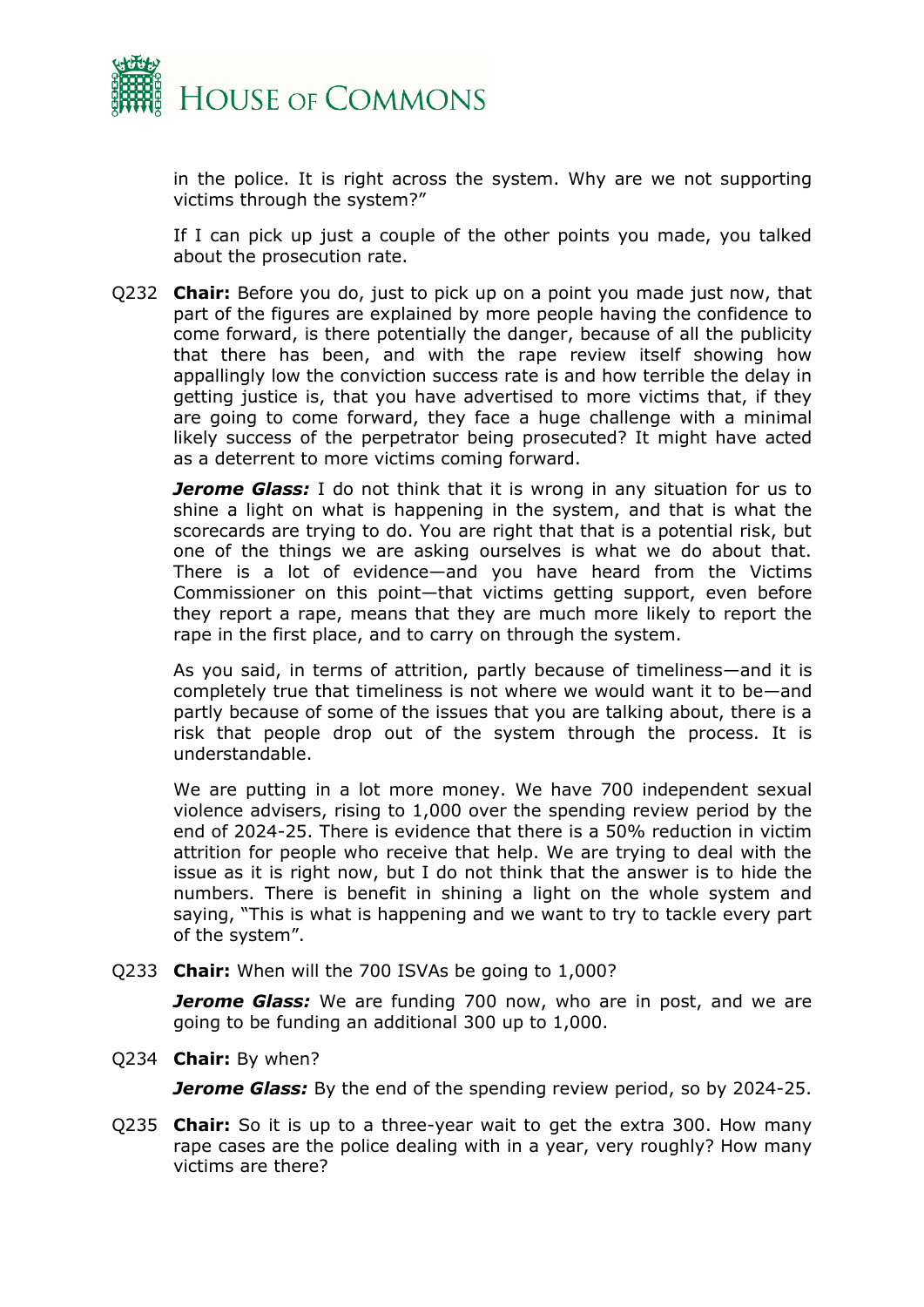in the police. It is right across the system. Why are we not supporting victims through the system?"

If I can pick up just a couple of the other points you made, you talked about the prosecution rate.

Q232 **Chair:** Before you do, just to pick up on a point you made just now, that part of the figures are explained by more people having the confidence to come forward, is there potentially the danger, because of all the publicity that there has been, and with the rape review itself showing how appallingly low the conviction success rate is and how terrible the delay in getting justice is, that you have advertised to more victims that, if they are going to come forward, they face a huge challenge with a minimal likely success of the perpetrator being prosecuted? It might have acted as a deterrent to more victims coming forward.

***Jerome Glass:*** I do not think that it is wrong in any situation for us to shine a light on what is happening in the system, and that is what the scorecards are trying to do. You are right that that is a potential risk, but one of the things we are asking ourselves is what we do about that. There is a lot of evidence—and you have heard from the Victims Commissioner on this point—that victims getting support, even before they report a rape, means that they are much more likely to report the rape in the first place, and to carry on through the system.

As you said, in terms of attrition, partly because of timeliness—and it is completely true that timeliness is not where we would want it to be—and partly because of some of the issues that you are talking about, there is a risk that people drop out of the system through the process. It is understandable.

We are putting in a lot more money. We have 700 independent sexual violence advisers, rising to 1,000 over the spending review period by the end of 2024-25. There is evidence that there is a 50% reduction in victim attrition for people who receive that help. We are trying to deal with the issue as it is right now, but I do not think that the answer is to hide the numbers. There is benefit in shining a light on the whole system and saying, "This is what is happening and we want to try to tackle every part of the system".

Q233 **Chair:** When will the 700 ISVAs be going to 1,000?

***Jerome Glass:*** We are funding 700 now, who are in post, and we are going to be funding an additional 300 up to 1,000.

Q234 **Chair:** By when?

***Jerome Glass:*** By the end of the spending review period, so by 2024-25.

Q235 **Chair:** So it is up to a three-year wait to get the extra 300. How many rape cases are the police dealing with in a year, very roughly? How many victims are there?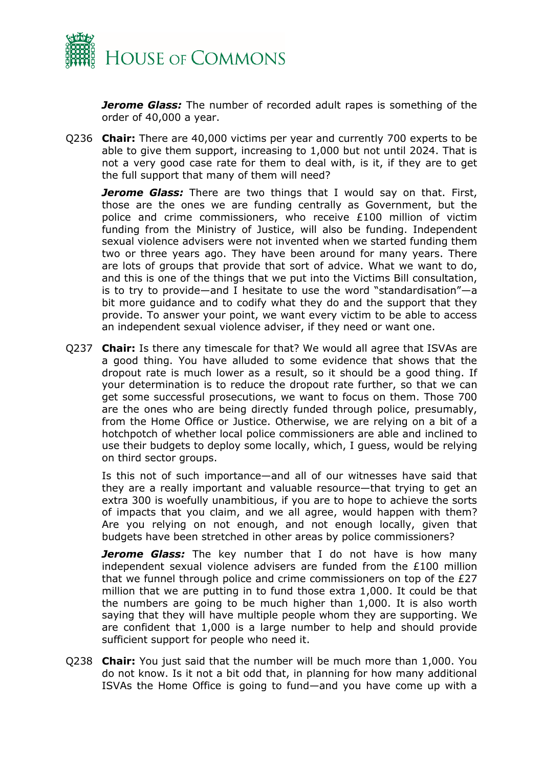***Jerome Glass:*** The number of recorded adult rapes is something of the order of 40,000 a year.

Q236 **Chair:** There are 40,000 victims per year and currently 700 experts to be able to give them support, increasing to 1,000 but not until 2024. That is not a very good case rate for them to deal with, is it, if they are to get the full support that many of them will need?

***Jerome Glass:*** There are two things that I would say on that. First, those are the ones we are funding centrally as Government, but the police and crime commissioners, who receive £100 million of victim funding from the Ministry of Justice, will also be funding. Independent sexual violence advisers were not invented when we started funding them two or three years ago. They have been around for many years. There are lots of groups that provide that sort of advice. What we want to do, and this is one of the things that we put into the Victims Bill consultation, is to try to provide—and I hesitate to use the word "standardisation"—a bit more guidance and to codify what they do and the support that they provide. To answer your point, we want every victim to be able to access an independent sexual violence adviser, if they need or want one.

Q237 **Chair:** Is there any timescale for that? We would all agree that ISVAs are a good thing. You have alluded to some evidence that shows that the dropout rate is much lower as a result, so it should be a good thing. If your determination is to reduce the dropout rate further, so that we can get some successful prosecutions, we want to focus on them. Those 700 are the ones who are being directly funded through police, presumably, from the Home Office or Justice. Otherwise, we are relying on a bit of a hotchpotch of whether local police commissioners are able and inclined to use their budgets to deploy some locally, which, I guess, would be relying on third sector groups.

Is this not of such importance—and all of our witnesses have said that they are a really important and valuable resource—that trying to get an extra 300 is woefully unambitious, if you are to hope to achieve the sorts of impacts that you claim, and we all agree, would happen with them? Are you relying on not enough, and not enough locally, given that budgets have been stretched in other areas by police commissioners?

***Jerome Glass:*** The key number that I do not have is how many independent sexual violence advisers are funded from the £100 million that we funnel through police and crime commissioners on top of the £27 million that we are putting in to fund those extra 1,000. It could be that the numbers are going to be much higher than 1,000. It is also worth saying that they will have multiple people whom they are supporting. We are confident that 1,000 is a large number to help and should provide sufficient support for people who need it.

Q238 **Chair:** You just said that the number will be much more than 1,000. You do not know. Is it not a bit odd that, in planning for how many additional ISVAs the Home Office is going to fund—and you have come up with a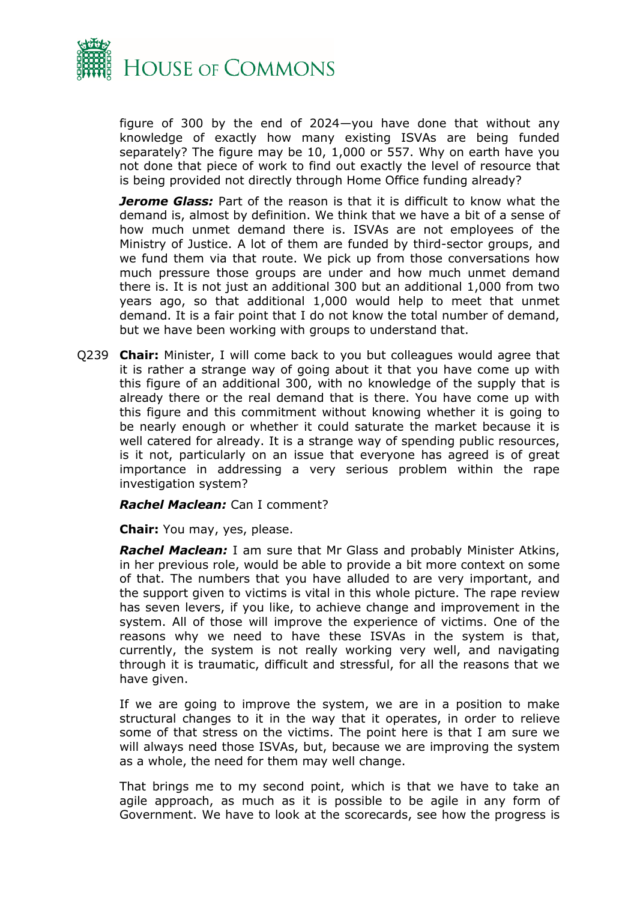figure of 300 by the end of 2024—you have done that without any knowledge of exactly how many existing ISVAs are being funded separately? The figure may be 10, 1,000 or 557. Why on earth have you not done that piece of work to find out exactly the level of resource that is being provided not directly through Home Office funding already?

***Jerome Glass:*** Part of the reason is that it is difficult to know what the demand is, almost by definition. We think that we have a bit of a sense of how much unmet demand there is. ISVAs are not employees of the Ministry of Justice. A lot of them are funded by third-sector groups, and we fund them via that route. We pick up from those conversations how much pressure those groups are under and how much unmet demand there is. It is not just an additional 300 but an additional 1,000 from two years ago, so that additional 1,000 would help to meet that unmet demand. It is a fair point that I do not know the total number of demand, but we have been working with groups to understand that.

Q239 **Chair:** Minister, I will come back to you but colleagues would agree that it is rather a strange way of going about it that you have come up with this figure of an additional 300, with no knowledge of the supply that is already there or the real demand that is there. You have come up with this figure and this commitment without knowing whether it is going to be nearly enough or whether it could saturate the market because it is well catered for already. It is a strange way of spending public resources, is it not, particularly on an issue that everyone has agreed is of great importance in addressing a very serious problem within the rape investigation system?

***Rachel Maclean:*** Can I comment?

**Chair:** You may, yes, please.

***Rachel Maclean:*** I am sure that Mr Glass and probably Minister Atkins, in her previous role, would be able to provide a bit more context on some of that. The numbers that you have alluded to are very important, and the support given to victims is vital in this whole picture. The rape review has seven levers, if you like, to achieve change and improvement in the system. All of those will improve the experience of victims. One of the reasons why we need to have these ISVAs in the system is that, currently, the system is not really working very well, and navigating through it is traumatic, difficult and stressful, for all the reasons that we have given.

If we are going to improve the system, we are in a position to make structural changes to it in the way that it operates, in order to relieve some of that stress on the victims. The point here is that I am sure we will always need those ISVAs, but, because we are improving the system as a whole, the need for them may well change.

That brings me to my second point, which is that we have to take an agile approach, as much as it is possible to be agile in any form of Government. We have to look at the scorecards, see how the progress is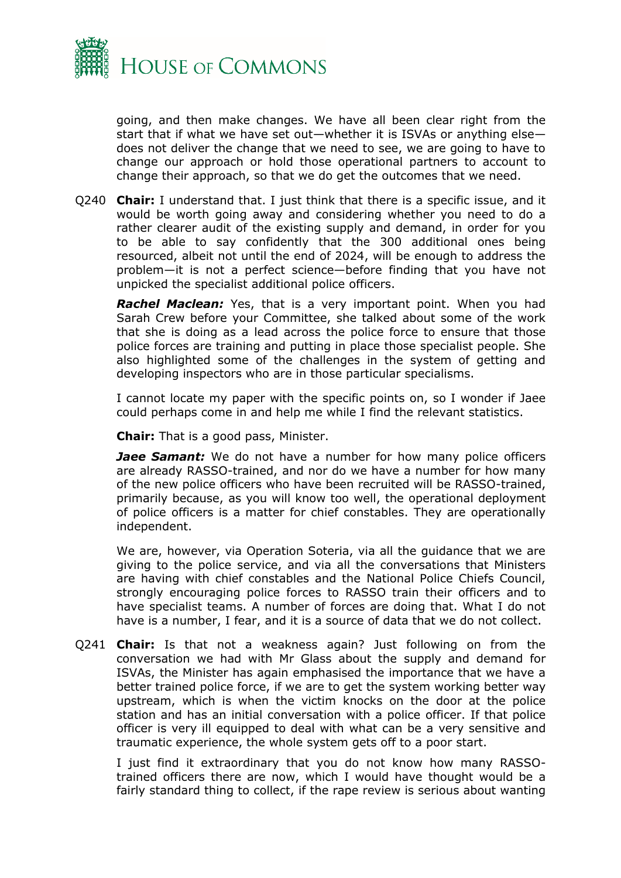going, and then make changes. We have all been clear right from the start that if what we have set out—whether it is ISVAs or anything else—does not deliver the change that we need to see, we are going to have to change our approach or hold those operational partners to account to change their approach, so that we do get the outcomes that we need.

Q240 **Chair:** I understand that. I just think that there is a specific issue, and it would be worth going away and considering whether you need to do a rather clearer audit of the existing supply and demand, in order for you to be able to say confidently that the 300 additional ones being resourced, albeit not until the end of 2024, will be enough to address the problem—it is not a perfect science—before finding that you have not unpicked the specialist additional police officers.

***Rachel Maclean:*** Yes, that is a very important point. When you had Sarah Crew before your Committee, she talked about some of the work that she is doing as a lead across the police force to ensure that those police forces are training and putting in place those specialist people. She also highlighted some of the challenges in the system of getting and developing inspectors who are in those particular specialisms.

I cannot locate my paper with the specific points on, so I wonder if Jaee could perhaps come in and help me while I find the relevant statistics.

**Chair:** That is a good pass, Minister.

***Jaee Samant:*** We do not have a number for how many police officers are already RASSO-trained, and nor do we have a number for how many of the new police officers who have been recruited will be RASSO-trained, primarily because, as you will know too well, the operational deployment of police officers is a matter for chief constables. They are operationally independent.

We are, however, via Operation Soteria, via all the guidance that we are giving to the police service, and via all the conversations that Ministers are having with chief constables and the National Police Chiefs Council, strongly encouraging police forces to RASSO train their officers and to have specialist teams. A number of forces are doing that. What I do not have is a number, I fear, and it is a source of data that we do not collect.

Q241 **Chair:** Is that not a weakness again? Just following on from the conversation we had with Mr Glass about the supply and demand for ISVAs, the Minister has again emphasised the importance that we have a better trained police force, if we are to get the system working better way upstream, which is when the victim knocks on the door at the police station and has an initial conversation with a police officer. If that police officer is very ill equipped to deal with what can be a very sensitive and traumatic experience, the whole system gets off to a poor start.

I just find it extraordinary that you do not know how many RASSO-trained officers there are now, which I would have thought would be a fairly standard thing to collect, if the rape review is serious about wanting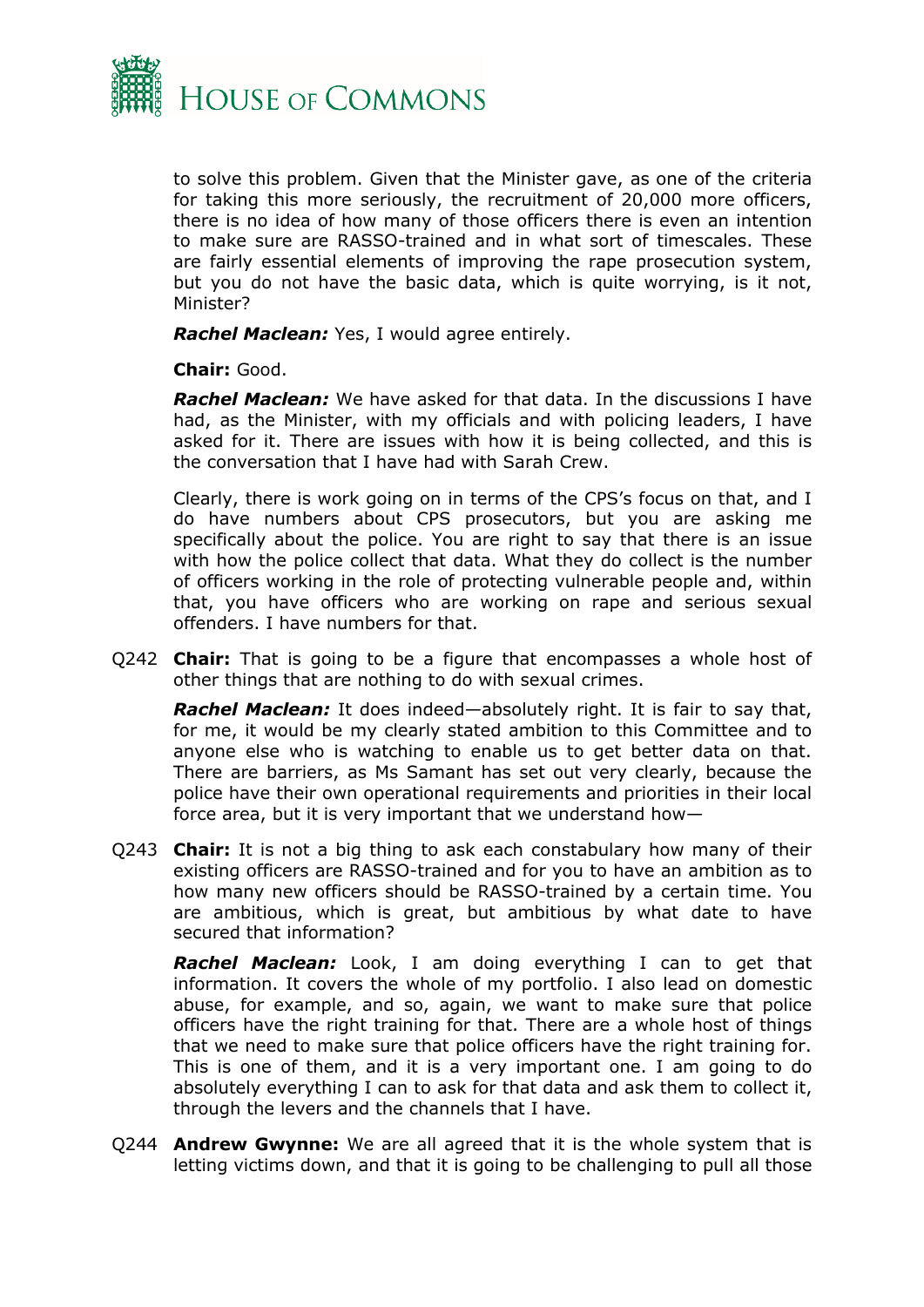to solve this problem. Given that the Minister gave, as one of the criteria for taking this more seriously, the recruitment of 20,000 more officers, there is no idea of how many of those officers there is even an intention to make sure are RASSO-trained and in what sort of timescales. These are fairly essential elements of improving the rape prosecution system, but you do not have the basic data, which is quite worrying, is it not, Minister?

***Rachel Maclean:*** Yes, I would agree entirely.

**Chair:** Good.

***Rachel Maclean:*** We have asked for that data. In the discussions I have had, as the Minister, with my officials and with policing leaders, I have asked for it. There are issues with how it is being collected, and this is the conversation that I have had with Sarah Crew.

Clearly, there is work going on in terms of the CPS's focus on that, and I do have numbers about CPS prosecutors, but you are asking me specifically about the police. You are right to say that there is an issue with how the police collect that data. What they do collect is the number of officers working in the role of protecting vulnerable people and, within that, you have officers who are working on rape and serious sexual offenders. I have numbers for that.

Q242 **Chair:** That is going to be a figure that encompasses a whole host of other things that are nothing to do with sexual crimes.

***Rachel Maclean:*** It does indeed—absolutely right. It is fair to say that, for me, it would be my clearly stated ambition to this Committee and to anyone else who is watching to enable us to get better data on that. There are barriers, as Ms Samant has set out very clearly, because the police have their own operational requirements and priorities in their local force area, but it is very important that we understand how—

Q243 **Chair:** It is not a big thing to ask each constabulary how many of their existing officers are RASSO-trained and for you to have an ambition as to how many new officers should be RASSO-trained by a certain time. You are ambitious, which is great, but ambitious by what date to have secured that information?

***Rachel Maclean:*** Look, I am doing everything I can to get that information. It covers the whole of my portfolio. I also lead on domestic abuse, for example, and so, again, we want to make sure that police officers have the right training for that. There are a whole host of things that we need to make sure that police officers have the right training for. This is one of them, and it is a very important one. I am going to do absolutely everything I can to ask for that data and ask them to collect it, through the levers and the channels that I have.

Q244 **Andrew Gwynne:** We are all agreed that it is the whole system that is letting victims down, and that it is going to be challenging to pull all those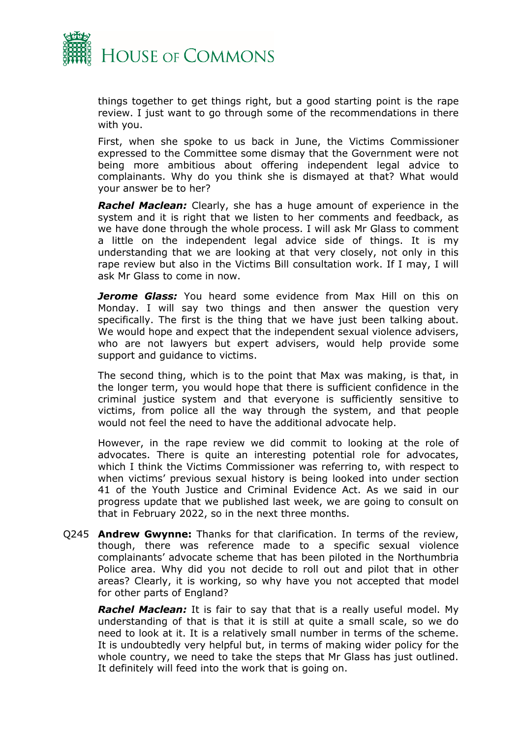things together to get things right, but a good starting point is the rape review. I just want to go through some of the recommendations in there with you.

First, when she spoke to us back in June, the Victims Commissioner expressed to the Committee some dismay that the Government were not being more ambitious about offering independent legal advice to complainants. Why do you think she is dismayed at that? What would your answer be to her?

***Rachel Maclean:*** Clearly, she has a huge amount of experience in the system and it is right that we listen to her comments and feedback, as we have done through the whole process. I will ask Mr Glass to comment a little on the independent legal advice side of things. It is my understanding that we are looking at that very closely, not only in this rape review but also in the Victims Bill consultation work. If I may, I will ask Mr Glass to come in now.

***Jerome Glass:*** You heard some evidence from Max Hill on this on Monday. I will say two things and then answer the question very specifically. The first is the thing that we have just been talking about. We would hope and expect that the independent sexual violence advisers, who are not lawyers but expert advisers, would help provide some support and guidance to victims.

The second thing, which is to the point that Max was making, is that, in the longer term, you would hope that there is sufficient confidence in the criminal justice system and that everyone is sufficiently sensitive to victims, from police all the way through the system, and that people would not feel the need to have the additional advocate help.

However, in the rape review we did commit to looking at the role of advocates. There is quite an interesting potential role for advocates, which I think the Victims Commissioner was referring to, with respect to when victims' previous sexual history is being looked into under section 41 of the Youth Justice and Criminal Evidence Act. As we said in our progress update that we published last week, we are going to consult on that in February 2022, so in the next three months.

Q245 **Andrew Gwynne:** Thanks for that clarification. In terms of the review, though, there was reference made to a specific sexual violence complainants' advocate scheme that has been piloted in the Northumbria Police area. Why did you not decide to roll out and pilot that in other areas? Clearly, it is working, so why have you not accepted that model for other parts of England?

***Rachel Maclean:*** It is fair to say that that is a really useful model. My understanding of that is that it is still at quite a small scale, so we do need to look at it. It is a relatively small number in terms of the scheme. It is undoubtedly very helpful but, in terms of making wider policy for the whole country, we need to take the steps that Mr Glass has just outlined. It definitely will feed into the work that is going on.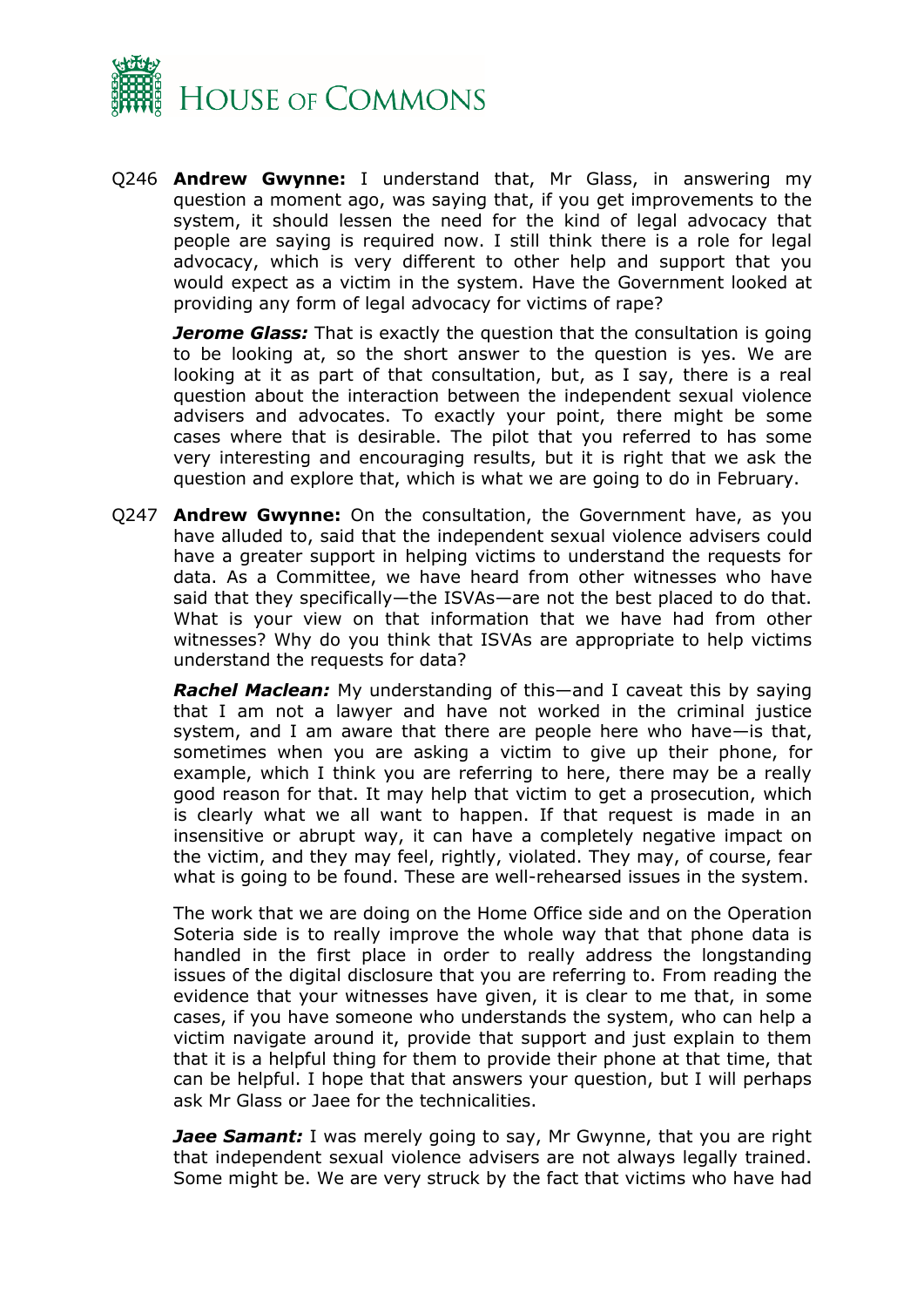Q246 **Andrew Gwynne:** I understand that, Mr Glass, in answering my question a moment ago, was saying that, if you get improvements to the system, it should lessen the need for the kind of legal advocacy that people are saying is required now. I still think there is a role for legal advocacy, which is very different to other help and support that you would expect as a victim in the system. Have the Government looked at providing any form of legal advocacy for victims of rape?

***Jerome Glass:*** That is exactly the question that the consultation is going to be looking at, so the short answer to the question is yes. We are looking at it as part of that consultation, but, as I say, there is a real question about the interaction between the independent sexual violence advisers and advocates. To exactly your point, there might be some cases where that is desirable. The pilot that you referred to has some very interesting and encouraging results, but it is right that we ask the question and explore that, which is what we are going to do in February.

Q247 **Andrew Gwynne:** On the consultation, the Government have, as you have alluded to, said that the independent sexual violence advisers could have a greater support in helping victims to understand the requests for data. As a Committee, we have heard from other witnesses who have said that they specifically—the ISVAs—are not the best placed to do that. What is your view on that information that we have had from other witnesses? Why do you think that ISVAs are appropriate to help victims understand the requests for data?

***Rachel Maclean:*** My understanding of this—and I caveat this by saying that I am not a lawyer and have not worked in the criminal justice system, and I am aware that there are people here who have—is that, sometimes when you are asking a victim to give up their phone, for example, which I think you are referring to here, there may be a really good reason for that. It may help that victim to get a prosecution, which is clearly what we all want to happen. If that request is made in an insensitive or abrupt way, it can have a completely negative impact on the victim, and they may feel, rightly, violated. They may, of course, fear what is going to be found. These are well-rehearsed issues in the system.

The work that we are doing on the Home Office side and on the Operation Soteria side is to really improve the whole way that that phone data is handled in the first place in order to really address the longstanding issues of the digital disclosure that you are referring to. From reading the evidence that your witnesses have given, it is clear to me that, in some cases, if you have someone who understands the system, who can help a victim navigate around it, provide that support and just explain to them that it is a helpful thing for them to provide their phone at that time, that can be helpful. I hope that that answers your question, but I will perhaps ask Mr Glass or Jaee for the technicalities.

***Jaee Samant:*** I was merely going to say, Mr Gwynne, that you are right that independent sexual violence advisers are not always legally trained. Some might be. We are very struck by the fact that victims who have had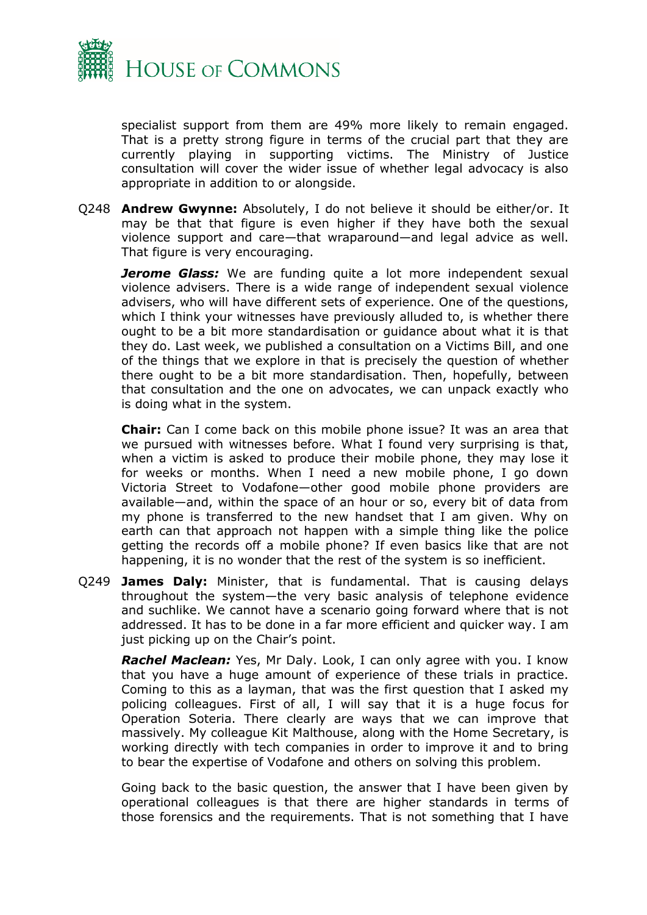specialist support from them are 49% more likely to remain engaged. That is a pretty strong figure in terms of the crucial part that they are currently playing in supporting victims. The Ministry of Justice consultation will cover the wider issue of whether legal advocacy is also appropriate in addition to or alongside.

Q248 **Andrew Gwynne:** Absolutely, I do not believe it should be either/or. It may be that that figure is even higher if they have both the sexual violence support and care—that wraparound—and legal advice as well. That figure is very encouraging.

***Jerome Glass:*** We are funding quite a lot more independent sexual violence advisers. There is a wide range of independent sexual violence advisers, who will have different sets of experience. One of the questions, which I think your witnesses have previously alluded to, is whether there ought to be a bit more standardisation or guidance about what it is that they do. Last week, we published a consultation on a Victims Bill, and one of the things that we explore in that is precisely the question of whether there ought to be a bit more standardisation. Then, hopefully, between that consultation and the one on advocates, we can unpack exactly who is doing what in the system.

**Chair:** Can I come back on this mobile phone issue? It was an area that we pursued with witnesses before. What I found very surprising is that, when a victim is asked to produce their mobile phone, they may lose it for weeks or months. When I need a new mobile phone, I go down Victoria Street to Vodafone—other good mobile phone providers are available—and, within the space of an hour or so, every bit of data from my phone is transferred to the new handset that I am given. Why on earth can that approach not happen with a simple thing like the police getting the records off a mobile phone? If even basics like that are not happening, it is no wonder that the rest of the system is so inefficient.

Q249 **James Daly:** Minister, that is fundamental. That is causing delays throughout the system—the very basic analysis of telephone evidence and suchlike. We cannot have a scenario going forward where that is not addressed. It has to be done in a far more efficient and quicker way. I am just picking up on the Chair's point.

***Rachel Maclean:*** Yes, Mr Daly. Look, I can only agree with you. I know that you have a huge amount of experience of these trials in practice. Coming to this as a layman, that was the first question that I asked my policing colleagues. First of all, I will say that it is a huge focus for Operation Soteria. There clearly are ways that we can improve that massively. My colleague Kit Malthouse, along with the Home Secretary, is working directly with tech companies in order to improve it and to bring to bear the expertise of Vodafone and others on solving this problem.

Going back to the basic question, the answer that I have been given by operational colleagues is that there are higher standards in terms of those forensics and the requirements. That is not something that I have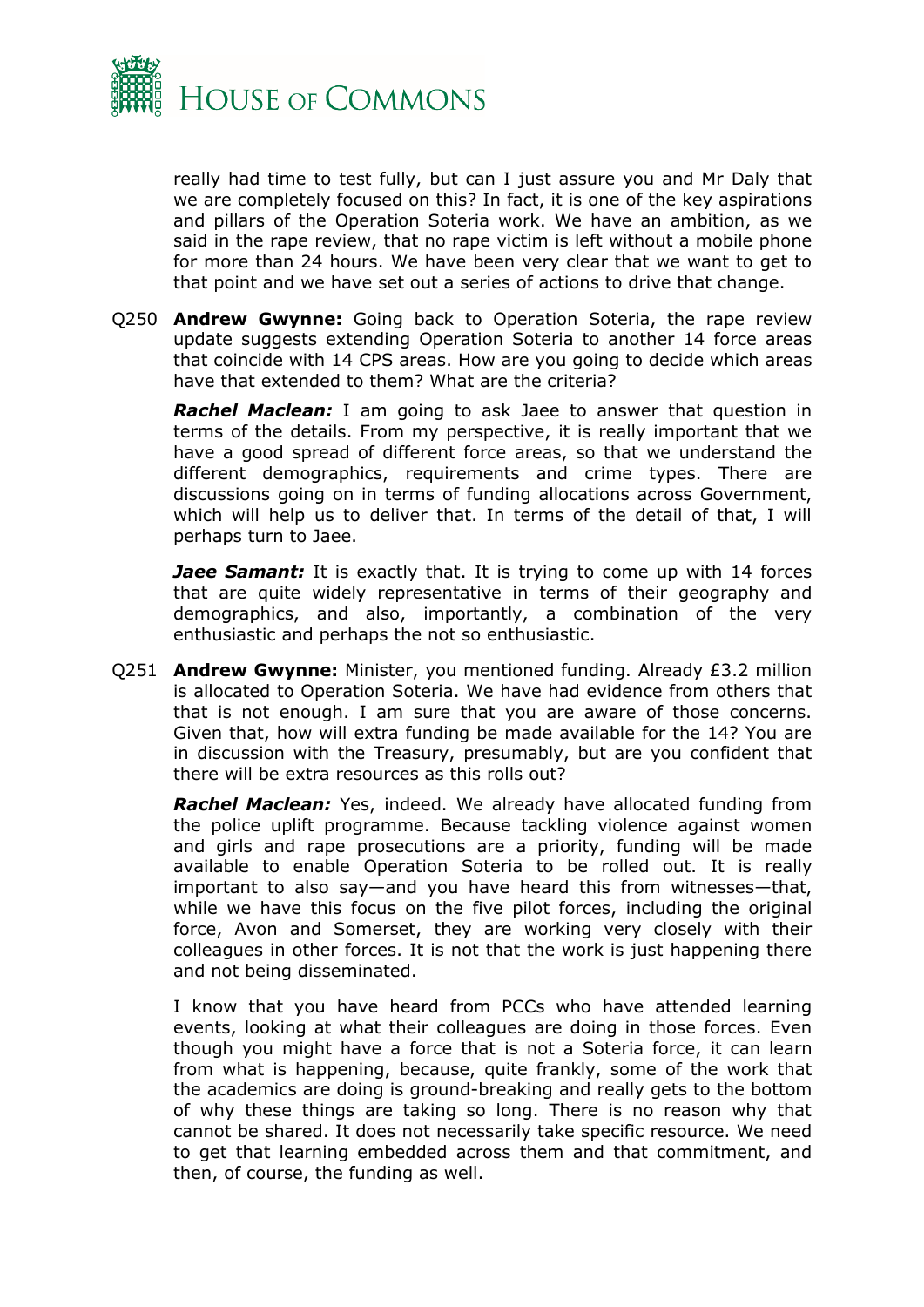really had time to test fully, but can I just assure you and Mr Daly that we are completely focused on this? In fact, it is one of the key aspirations and pillars of the Operation Soteria work. We have an ambition, as we said in the rape review, that no rape victim is left without a mobile phone for more than 24 hours. We have been very clear that we want to get to that point and we have set out a series of actions to drive that change.

Q250 **Andrew Gwynne:** Going back to Operation Soteria, the rape review update suggests extending Operation Soteria to another 14 force areas that coincide with 14 CPS areas. How are you going to decide which areas have that extended to them? What are the criteria?

***Rachel Maclean:*** I am going to ask Jaee to answer that question in terms of the details. From my perspective, it is really important that we have a good spread of different force areas, so that we understand the different demographics, requirements and crime types. There are discussions going on in terms of funding allocations across Government, which will help us to deliver that. In terms of the detail of that, I will perhaps turn to Jaee.

***Jaee Samant:*** It is exactly that. It is trying to come up with 14 forces that are quite widely representative in terms of their geography and demographics, and also, importantly, a combination of the very enthusiastic and perhaps the not so enthusiastic.

Q251 **Andrew Gwynne:** Minister, you mentioned funding. Already £3.2 million is allocated to Operation Soteria. We have had evidence from others that that is not enough. I am sure that you are aware of those concerns. Given that, how will extra funding be made available for the 14? You are in discussion with the Treasury, presumably, but are you confident that there will be extra resources as this rolls out?

***Rachel Maclean:*** Yes, indeed. We already have allocated funding from the police uplift programme. Because tackling violence against women and girls and rape prosecutions are a priority, funding will be made available to enable Operation Soteria to be rolled out. It is really important to also say—and you have heard this from witnesses—that, while we have this focus on the five pilot forces, including the original force, Avon and Somerset, they are working very closely with their colleagues in other forces. It is not that the work is just happening there and not being disseminated.

I know that you have heard from PCCs who have attended learning events, looking at what their colleagues are doing in those forces. Even though you might have a force that is not a Soteria force, it can learn from what is happening, because, quite frankly, some of the work that the academics are doing is ground-breaking and really gets to the bottom of why these things are taking so long. There is no reason why that cannot be shared. It does not necessarily take specific resource. We need to get that learning embedded across them and that commitment, and then, of course, the funding as well.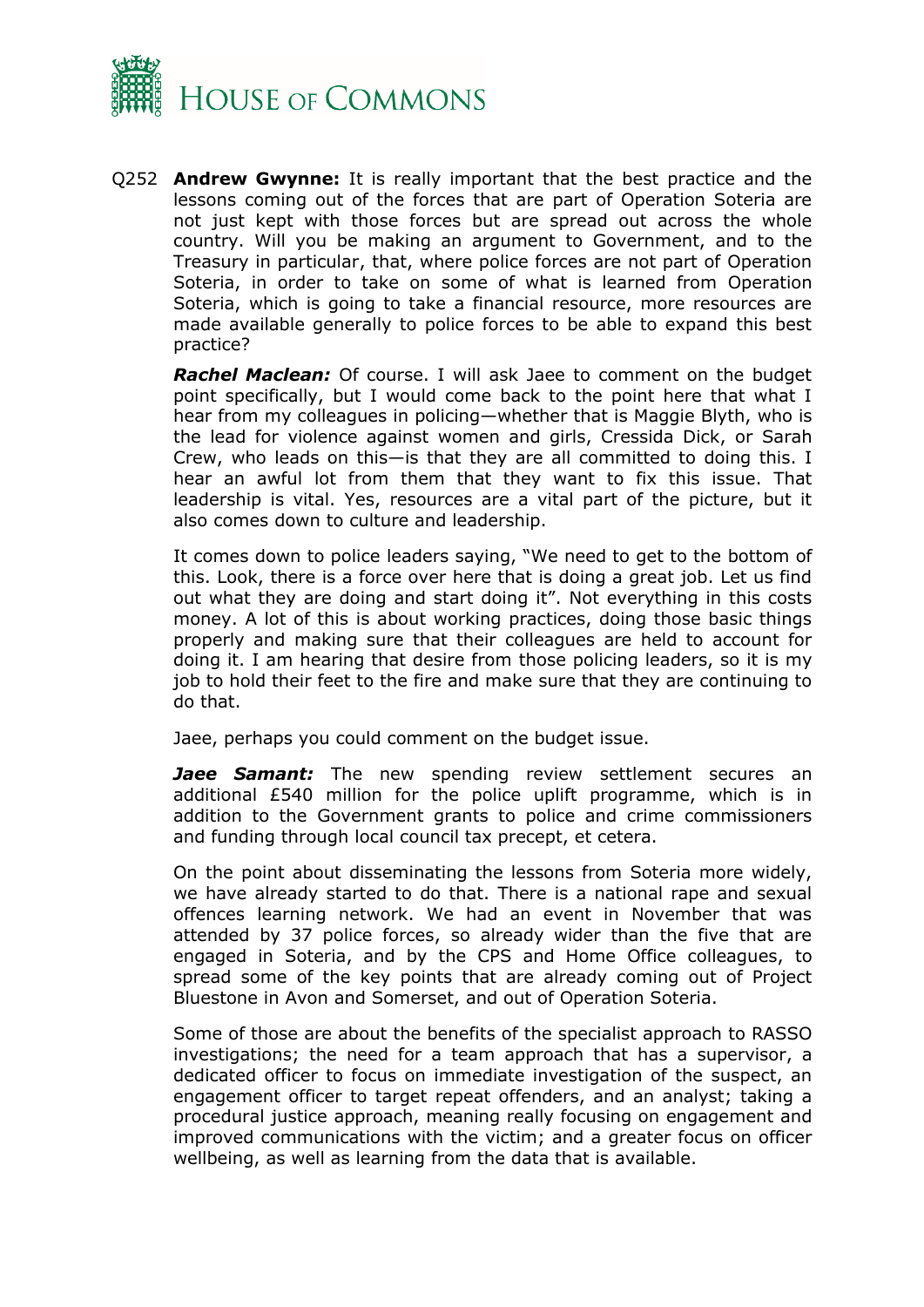Q252 **Andrew Gwynne:** It is really important that the best practice and the lessons coming out of the forces that are part of Operation Soteria are not just kept with those forces but are spread out across the whole country. Will you be making an argument to Government, and to the Treasury in particular, that, where police forces are not part of Operation Soteria, in order to take on some of what is learned from Operation Soteria, which is going to take a financial resource, more resources are made available generally to police forces to be able to expand this best practice?

***Rachel Maclean:*** Of course. I will ask Jaee to comment on the budget point specifically, but I would come back to the point here that what I hear from my colleagues in policing—whether that is Maggie Blyth, who is the lead for violence against women and girls, Cressida Dick, or Sarah Crew, who leads on this—is that they are all committed to doing this. I hear an awful lot from them that they want to fix this issue. That leadership is vital. Yes, resources are a vital part of the picture, but it also comes down to culture and leadership.

It comes down to police leaders saying, "We need to get to the bottom of this. Look, there is a force over here that is doing a great job. Let us find out what they are doing and start doing it". Not everything in this costs money. A lot of this is about working practices, doing those basic things properly and making sure that their colleagues are held to account for doing it. I am hearing that desire from those policing leaders, so it is my job to hold their feet to the fire and make sure that they are continuing to do that.

Jaee, perhaps you could comment on the budget issue.

***Jaee Samant:*** The new spending review settlement secures an additional £540 million for the police uplift programme, which is in addition to the Government grants to police and crime commissioners and funding through local council tax precept, et cetera.

On the point about disseminating the lessons from Soteria more widely, we have already started to do that. There is a national rape and sexual offences learning network. We had an event in November that was attended by 37 police forces, so already wider than the five that are engaged in Soteria, and by the CPS and Home Office colleagues, to spread some of the key points that are already coming out of Project Bluestone in Avon and Somerset, and out of Operation Soteria.

Some of those are about the benefits of the specialist approach to RASSO investigations; the need for a team approach that has a supervisor, a dedicated officer to focus on immediate investigation of the suspect, an engagement officer to target repeat offenders, and an analyst; taking a procedural justice approach, meaning really focusing on engagement and improved communications with the victim; and a greater focus on officer wellbeing, as well as learning from the data that is available.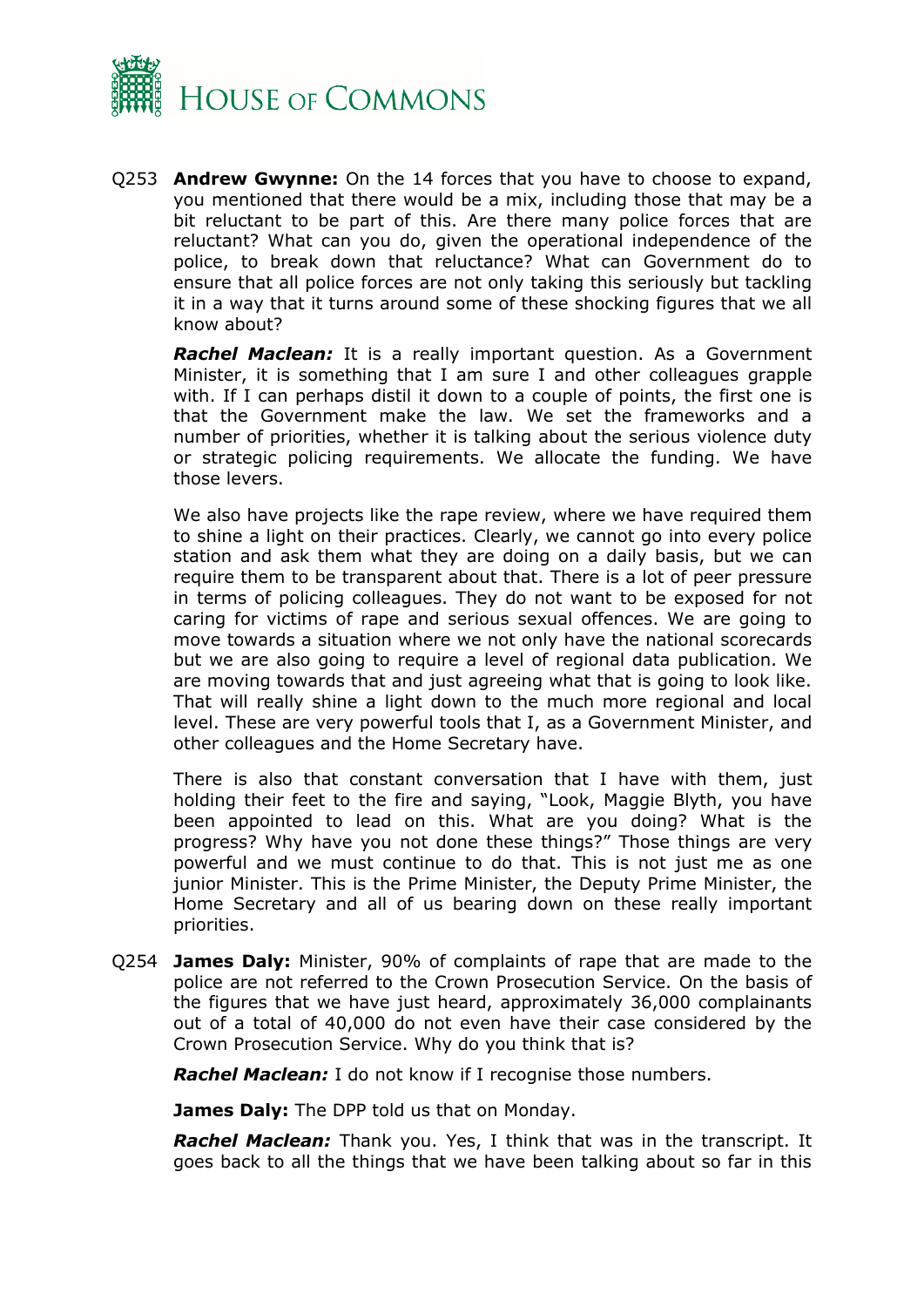Q253 **Andrew Gwynne:** On the 14 forces that you have to choose to expand, you mentioned that there would be a mix, including those that may be a bit reluctant to be part of this. Are there many police forces that are reluctant? What can you do, given the operational independence of the police, to break down that reluctance? What can Government do to ensure that all police forces are not only taking this seriously but tackling it in a way that it turns around some of these shocking figures that we all know about?

***Rachel Maclean:*** It is a really important question. As a Government Minister, it is something that I am sure I and other colleagues grapple with. If I can perhaps distil it down to a couple of points, the first one is that the Government make the law. We set the frameworks and a number of priorities, whether it is talking about the serious violence duty or strategic policing requirements. We allocate the funding. We have those levers.

We also have projects like the rape review, where we have required them to shine a light on their practices. Clearly, we cannot go into every police station and ask them what they are doing on a daily basis, but we can require them to be transparent about that. There is a lot of peer pressure in terms of policing colleagues. They do not want to be exposed for not caring for victims of rape and serious sexual offences. We are going to move towards a situation where we not only have the national scorecards but we are also going to require a level of regional data publication. We are moving towards that and just agreeing what that is going to look like. That will really shine a light down to the much more regional and local level. These are very powerful tools that I, as a Government Minister, and other colleagues and the Home Secretary have.

There is also that constant conversation that I have with them, just holding their feet to the fire and saying, "Look, Maggie Blyth, you have been appointed to lead on this. What are you doing? What is the progress? Why have you not done these things?" Those things are very powerful and we must continue to do that. This is not just me as one junior Minister. This is the Prime Minister, the Deputy Prime Minister, the Home Secretary and all of us bearing down on these really important priorities.

Q254 **James Daly:** Minister, 90% of complaints of rape that are made to the police are not referred to the Crown Prosecution Service. On the basis of the figures that we have just heard, approximately 36,000 complainants out of a total of 40,000 do not even have their case considered by the Crown Prosecution Service. Why do you think that is?

***Rachel Maclean:*** I do not know if I recognise those numbers.

**James Daly:** The DPP told us that on Monday.

***Rachel Maclean:*** Thank you. Yes, I think that was in the transcript. It goes back to all the things that we have been talking about so far in this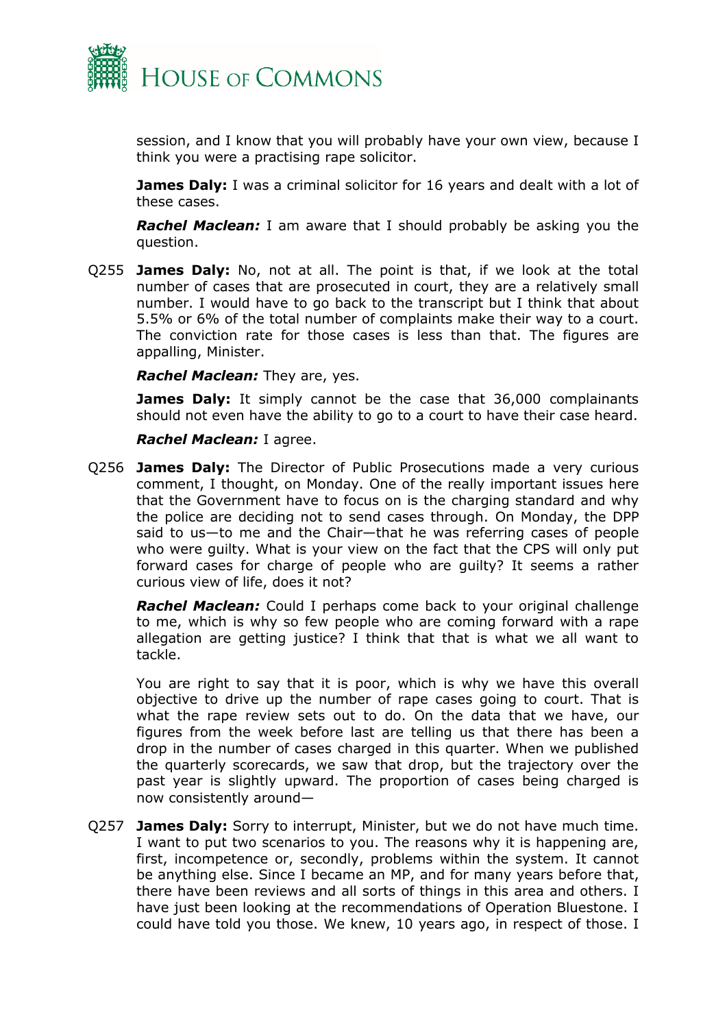session, and I know that you will probably have your own view, because I think you were a practising rape solicitor.

**James Daly:** I was a criminal solicitor for 16 years and dealt with a lot of these cases.

***Rachel Maclean:*** I am aware that I should probably be asking you the question.

Q255 **James Daly:** No, not at all. The point is that, if we look at the total number of cases that are prosecuted in court, they are a relatively small number. I would have to go back to the transcript but I think that about 5.5% or 6% of the total number of complaints make their way to a court. The conviction rate for those cases is less than that. The figures are appalling, Minister.

***Rachel Maclean:*** They are, yes.

**James Daly:** It simply cannot be the case that 36,000 complainants should not even have the ability to go to a court to have their case heard.

***Rachel Maclean:*** I agree.

Q256 **James Daly:** The Director of Public Prosecutions made a very curious comment, I thought, on Monday. One of the really important issues here that the Government have to focus on is the charging standard and why the police are deciding not to send cases through. On Monday, the DPP said to us—to me and the Chair—that he was referring cases of people who were guilty. What is your view on the fact that the CPS will only put forward cases for charge of people who are guilty? It seems a rather curious view of life, does it not?

***Rachel Maclean:*** Could I perhaps come back to your original challenge to me, which is why so few people who are coming forward with a rape allegation are getting justice? I think that that is what we all want to tackle.

You are right to say that it is poor, which is why we have this overall objective to drive up the number of rape cases going to court. That is what the rape review sets out to do. On the data that we have, our figures from the week before last are telling us that there has been a drop in the number of cases charged in this quarter. When we published the quarterly scorecards, we saw that drop, but the trajectory over the past year is slightly upward. The proportion of cases being charged is now consistently around—

Q257 **James Daly:** Sorry to interrupt, Minister, but we do not have much time. I want to put two scenarios to you. The reasons why it is happening are, first, incompetence or, secondly, problems within the system. It cannot be anything else. Since I became an MP, and for many years before that, there have been reviews and all sorts of things in this area and others. I have just been looking at the recommendations of Operation Bluestone. I could have told you those. We knew, 10 years ago, in respect of those. I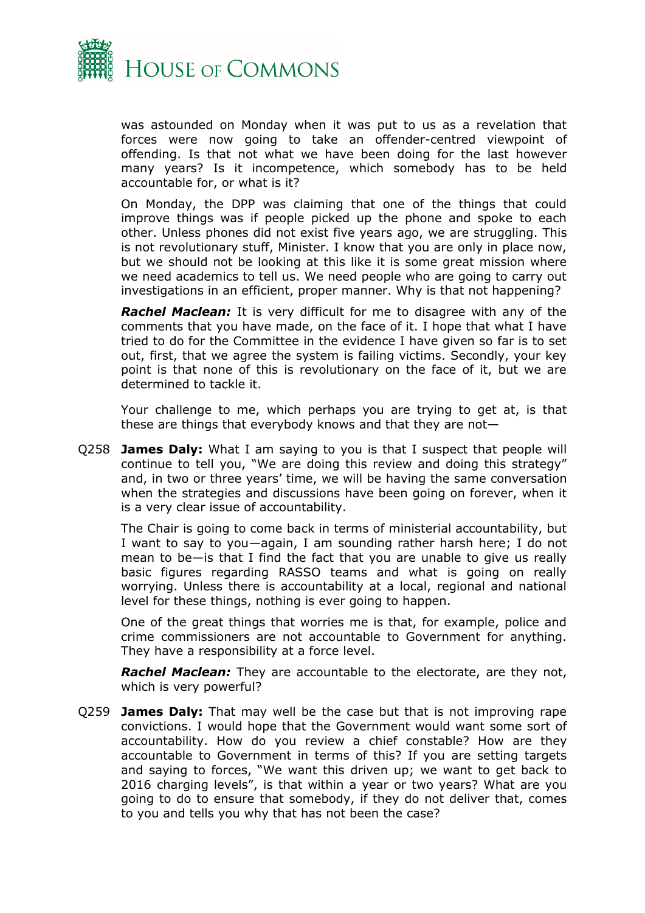was astounded on Monday when it was put to us as a revelation that forces were now going to take an offender-centred viewpoint of offending. Is that not what we have been doing for the last however many years? Is it incompetence, which somebody has to be held accountable for, or what is it?

On Monday, the DPP was claiming that one of the things that could improve things was if people picked up the phone and spoke to each other. Unless phones did not exist five years ago, we are struggling. This is not revolutionary stuff, Minister. I know that you are only in place now, but we should not be looking at this like it is some great mission where we need academics to tell us. We need people who are going to carry out investigations in an efficient, proper manner. Why is that not happening?

***Rachel Maclean:*** It is very difficult for me to disagree with any of the comments that you have made, on the face of it. I hope that what I have tried to do for the Committee in the evidence I have given so far is to set out, first, that we agree the system is failing victims. Secondly, your key point is that none of this is revolutionary on the face of it, but we are determined to tackle it.

Your challenge to me, which perhaps you are trying to get at, is that these are things that everybody knows and that they are not—

Q258 **James Daly:** What I am saying to you is that I suspect that people will continue to tell you, "We are doing this review and doing this strategy" and, in two or three years' time, we will be having the same conversation when the strategies and discussions have been going on forever, when it is a very clear issue of accountability.

The Chair is going to come back in terms of ministerial accountability, but I want to say to you—again, I am sounding rather harsh here; I do not mean to be—is that I find the fact that you are unable to give us really basic figures regarding RASSO teams and what is going on really worrying. Unless there is accountability at a local, regional and national level for these things, nothing is ever going to happen.

One of the great things that worries me is that, for example, police and crime commissioners are not accountable to Government for anything. They have a responsibility at a force level.

***Rachel Maclean:*** They are accountable to the electorate, are they not, which is very powerful?

Q259 **James Daly:** That may well be the case but that is not improving rape convictions. I would hope that the Government would want some sort of accountability. How do you review a chief constable? How are they accountable to Government in terms of this? If you are setting targets and saying to forces, "We want this driven up; we want to get back to 2016 charging levels", is that within a year or two years? What are you going to do to ensure that somebody, if they do not deliver that, comes to you and tells you why that has not been the case?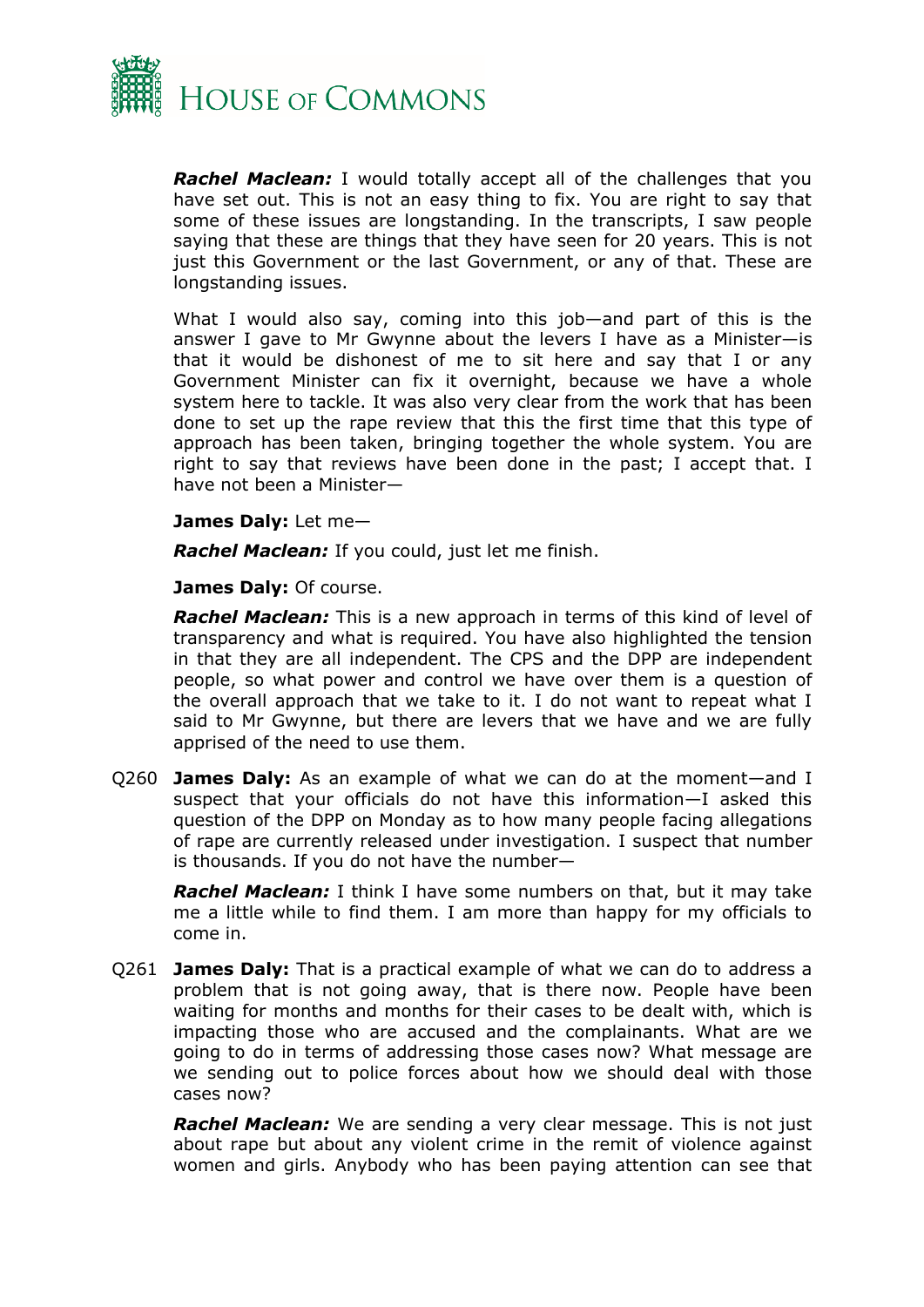***Rachel Maclean:*** I would totally accept all of the challenges that you have set out. This is not an easy thing to fix. You are right to say that some of these issues are longstanding. In the transcripts, I saw people saying that these are things that they have seen for 20 years. This is not just this Government or the last Government, or any of that. These are longstanding issues.

What I would also say, coming into this job—and part of this is the answer I gave to Mr Gwynne about the levers I have as a Minister—is that it would be dishonest of me to sit here and say that I or any Government Minister can fix it overnight, because we have a whole system here to tackle. It was also very clear from the work that has been done to set up the rape review that this the first time that this type of approach has been taken, bringing together the whole system. You are right to say that reviews have been done in the past; I accept that. I have not been a Minister—

**James Daly:** Let me—

***Rachel Maclean:*** If you could, just let me finish.

**James Daly:** Of course.

***Rachel Maclean:*** This is a new approach in terms of this kind of level of transparency and what is required. You have also highlighted the tension in that they are all independent. The CPS and the DPP are independent people, so what power and control we have over them is a question of the overall approach that we take to it. I do not want to repeat what I said to Mr Gwynne, but there are levers that we have and we are fully apprised of the need to use them.

Q260 **James Daly:** As an example of what we can do at the moment—and I suspect that your officials do not have this information—I asked this question of the DPP on Monday as to how many people facing allegations of rape are currently released under investigation. I suspect that number is thousands. If you do not have the number—

***Rachel Maclean:*** I think I have some numbers on that, but it may take me a little while to find them. I am more than happy for my officials to come in.

Q261 **James Daly:** That is a practical example of what we can do to address a problem that is not going away, that is there now. People have been waiting for months and months for their cases to be dealt with, which is impacting those who are accused and the complainants. What are we going to do in terms of addressing those cases now? What message are we sending out to police forces about how we should deal with those cases now?

***Rachel Maclean:*** We are sending a very clear message. This is not just about rape but about any violent crime in the remit of violence against women and girls. Anybody who has been paying attention can see that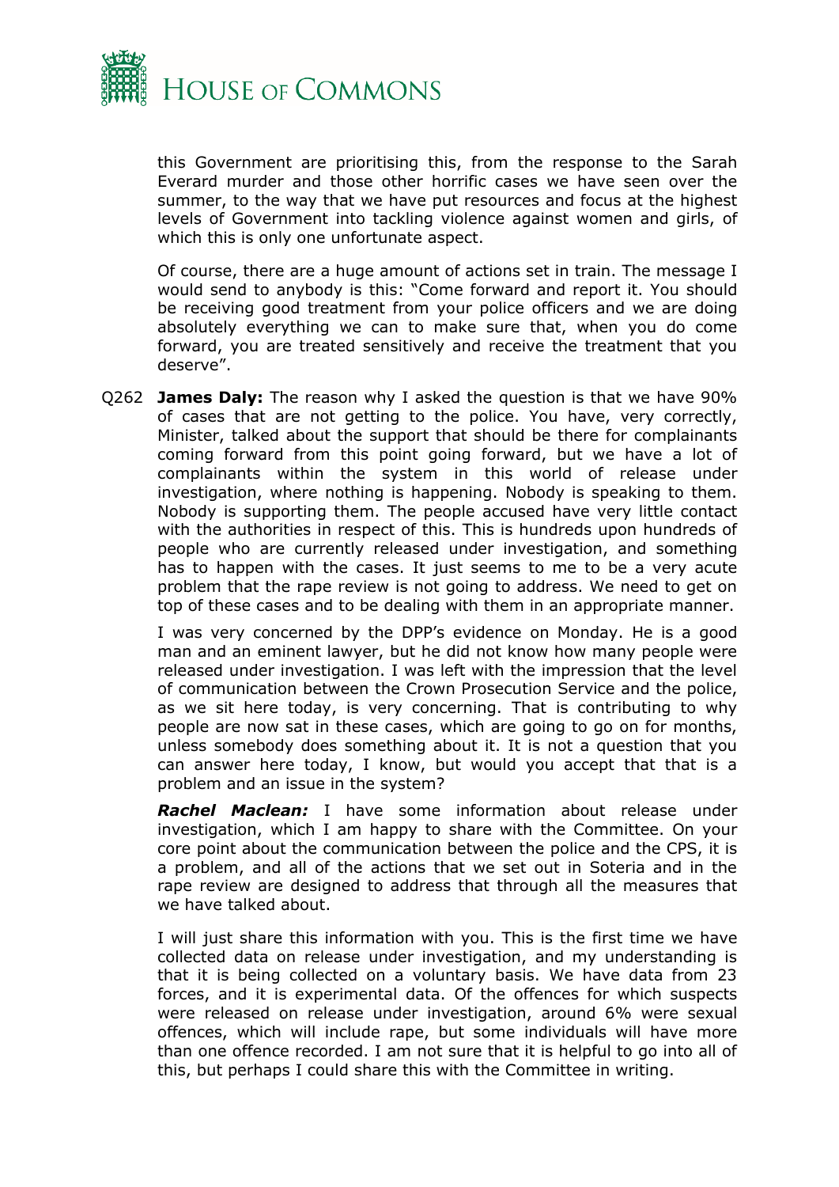this Government are prioritising this, from the response to the Sarah Everard murder and those other horrific cases we have seen over the summer, to the way that we have put resources and focus at the highest levels of Government into tackling violence against women and girls, of which this is only one unfortunate aspect.

Of course, there are a huge amount of actions set in train. The message I would send to anybody is this: "Come forward and report it. You should be receiving good treatment from your police officers and we are doing absolutely everything we can to make sure that, when you do come forward, you are treated sensitively and receive the treatment that you deserve".

Q262 **James Daly:** The reason why I asked the question is that we have 90% of cases that are not getting to the police. You have, very correctly, Minister, talked about the support that should be there for complainants coming forward from this point going forward, but we have a lot of complainants within the system in this world of release under investigation, where nothing is happening. Nobody is speaking to them. Nobody is supporting them. The people accused have very little contact with the authorities in respect of this. This is hundreds upon hundreds of people who are currently released under investigation, and something has to happen with the cases. It just seems to me to be a very acute problem that the rape review is not going to address. We need to get on top of these cases and to be dealing with them in an appropriate manner.

I was very concerned by the DPP's evidence on Monday. He is a good man and an eminent lawyer, but he did not know how many people were released under investigation. I was left with the impression that the level of communication between the Crown Prosecution Service and the police, as we sit here today, is very concerning. That is contributing to why people are now sat in these cases, which are going to go on for months, unless somebody does something about it. It is not a question that you can answer here today, I know, but would you accept that that is a problem and an issue in the system?

***Rachel Maclean:*** I have some information about release under investigation, which I am happy to share with the Committee. On your core point about the communication between the police and the CPS, it is a problem, and all of the actions that we set out in Soteria and in the rape review are designed to address that through all the measures that we have talked about.

I will just share this information with you. This is the first time we have collected data on release under investigation, and my understanding is that it is being collected on a voluntary basis. We have data from 23 forces, and it is experimental data. Of the offences for which suspects were released on release under investigation, around 6% were sexual offences, which will include rape, but some individuals will have more than one offence recorded. I am not sure that it is helpful to go into all of this, but perhaps I could share this with the Committee in writing.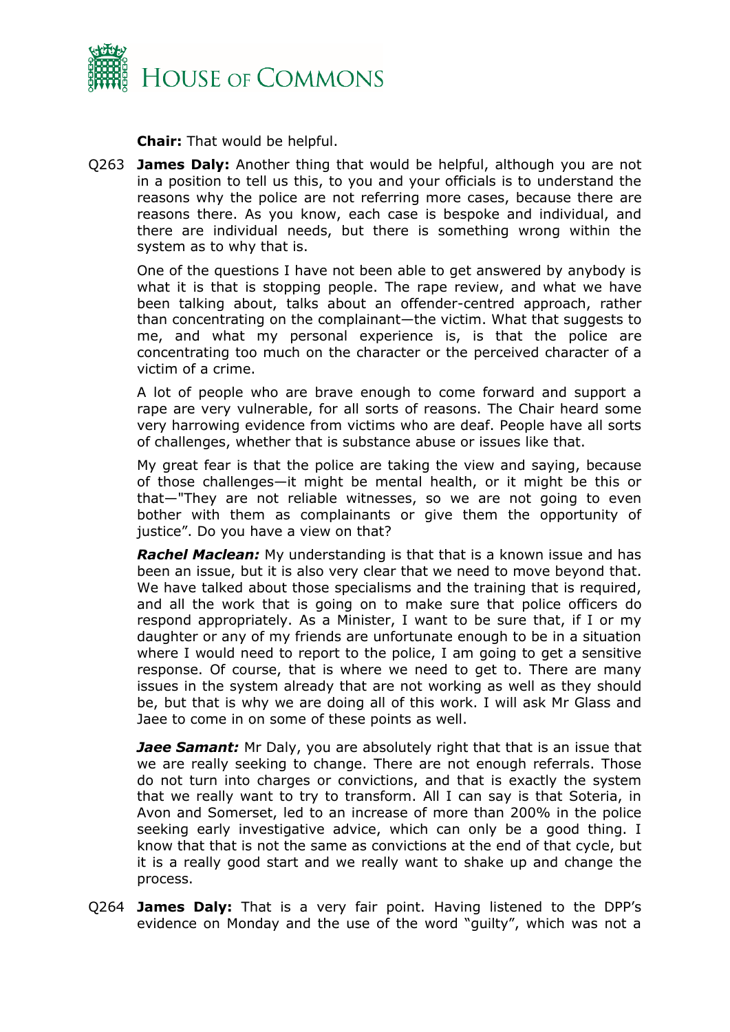**Chair:** That would be helpful.

Q263 **James Daly:** Another thing that would be helpful, although you are not in a position to tell us this, to you and your officials is to understand the reasons why the police are not referring more cases, because there are reasons there. As you know, each case is bespoke and individual, and there are individual needs, but there is something wrong within the system as to why that is.

One of the questions I have not been able to get answered by anybody is what it is that is stopping people. The rape review, and what we have been talking about, talks about an offender-centred approach, rather than concentrating on the complainant—the victim. What that suggests to me, and what my personal experience is, is that the police are concentrating too much on the character or the perceived character of a victim of a crime.

A lot of people who are brave enough to come forward and support a rape are very vulnerable, for all sorts of reasons. The Chair heard some very harrowing evidence from victims who are deaf. People have all sorts of challenges, whether that is substance abuse or issues like that.

My great fear is that the police are taking the view and saying, because of those challenges—it might be mental health, or it might be this or that—"They are not reliable witnesses, so we are not going to even bother with them as complainants or give them the opportunity of justice". Do you have a view on that?

***Rachel Maclean:*** My understanding is that that is a known issue and has been an issue, but it is also very clear that we need to move beyond that. We have talked about those specialisms and the training that is required, and all the work that is going on to make sure that police officers do respond appropriately. As a Minister, I want to be sure that, if I or my daughter or any of my friends are unfortunate enough to be in a situation where I would need to report to the police, I am going to get a sensitive response. Of course, that is where we need to get to. There are many issues in the system already that are not working as well as they should be, but that is why we are doing all of this work. I will ask Mr Glass and Jaee to come in on some of these points as well.

***Jaee Samant:*** Mr Daly, you are absolutely right that that is an issue that we are really seeking to change. There are not enough referrals. Those do not turn into charges or convictions, and that is exactly the system that we really want to try to transform. All I can say is that Soteria, in Avon and Somerset, led to an increase of more than 200% in the police seeking early investigative advice, which can only be a good thing. I know that that is not the same as convictions at the end of that cycle, but it is a really good start and we really want to shake up and change the process.

Q264 **James Daly:** That is a very fair point. Having listened to the DPP's evidence on Monday and the use of the word "guilty", which was not a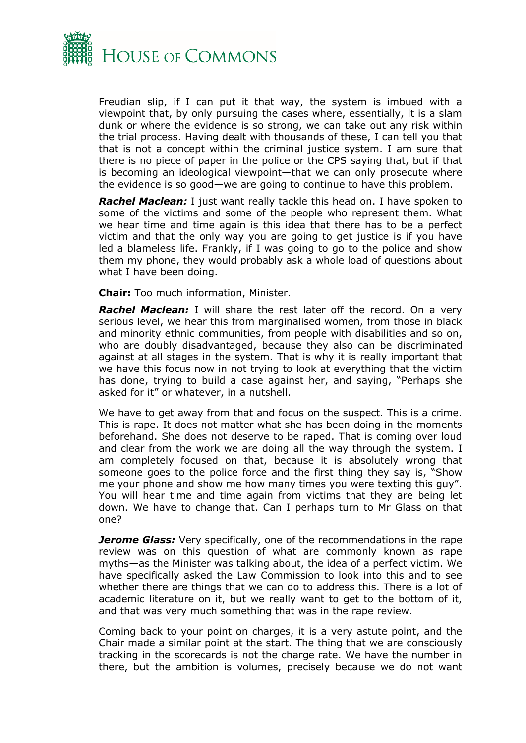Freudian slip, if I can put it that way, the system is imbued with a viewpoint that, by only pursuing the cases where, essentially, it is a slam dunk or where the evidence is so strong, we can take out any risk within the trial process. Having dealt with thousands of these, I can tell you that that is not a concept within the criminal justice system. I am sure that there is no piece of paper in the police or the CPS saying that, but if that is becoming an ideological viewpoint—that we can only prosecute where the evidence is so good—we are going to continue to have this problem.

***Rachel Maclean:*** I just want really tackle this head on. I have spoken to some of the victims and some of the people who represent them. What we hear time and time again is this idea that there has to be a perfect victim and that the only way you are going to get justice is if you have led a blameless life. Frankly, if I was going to go to the police and show them my phone, they would probably ask a whole load of questions about what I have been doing.

**Chair:** Too much information, Minister.

***Rachel Maclean:*** I will share the rest later off the record. On a very serious level, we hear this from marginalised women, from those in black and minority ethnic communities, from people with disabilities and so on, who are doubly disadvantaged, because they also can be discriminated against at all stages in the system. That is why it is really important that we have this focus now in not trying to look at everything that the victim has done, trying to build a case against her, and saying, "Perhaps she asked for it" or whatever, in a nutshell.

We have to get away from that and focus on the suspect. This is a crime. This is rape. It does not matter what she has been doing in the moments beforehand. She does not deserve to be raped. That is coming over loud and clear from the work we are doing all the way through the system. I am completely focused on that, because it is absolutely wrong that someone goes to the police force and the first thing they say is, "Show me your phone and show me how many times you were texting this guy". You will hear time and time again from victims that they are being let down. We have to change that. Can I perhaps turn to Mr Glass on that one?

***Jerome Glass:*** Very specifically, one of the recommendations in the rape review was on this question of what are commonly known as rape myths—as the Minister was talking about, the idea of a perfect victim. We have specifically asked the Law Commission to look into this and to see whether there are things that we can do to address this. There is a lot of academic literature on it, but we really want to get to the bottom of it, and that was very much something that was in the rape review.

Coming back to your point on charges, it is a very astute point, and the Chair made a similar point at the start. The thing that we are consciously tracking in the scorecards is not the charge rate. We have the number in there, but the ambition is volumes, precisely because we do not want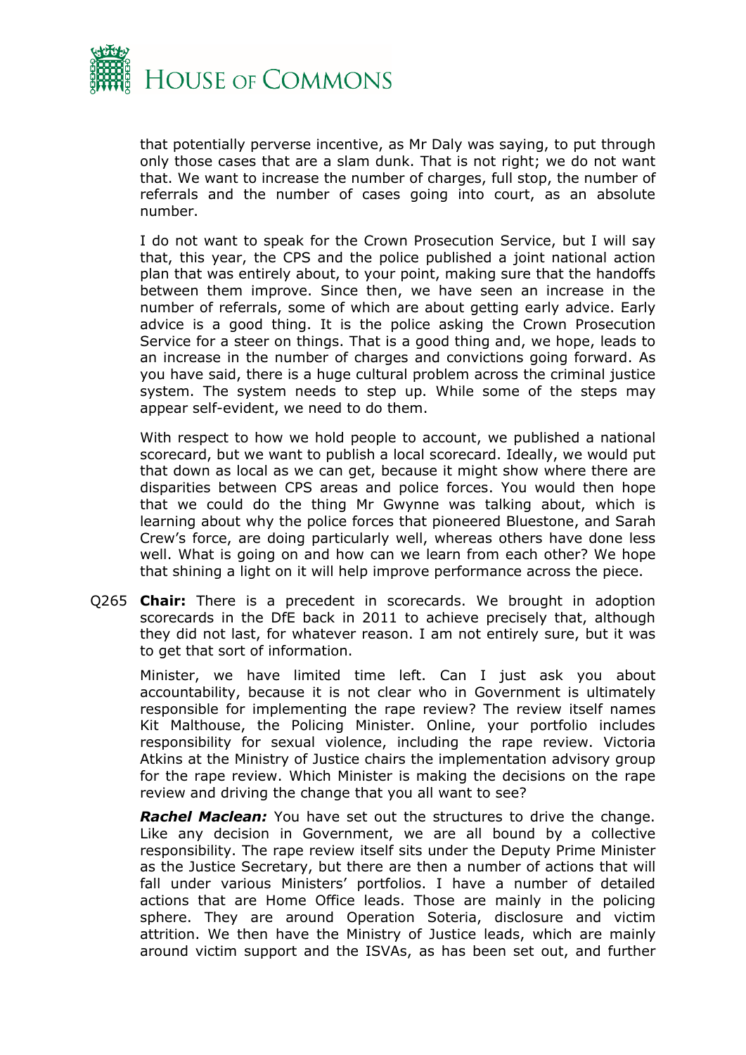that potentially perverse incentive, as Mr Daly was saying, to put through only those cases that are a slam dunk. That is not right; we do not want that. We want to increase the number of charges, full stop, the number of referrals and the number of cases going into court, as an absolute number.

I do not want to speak for the Crown Prosecution Service, but I will say that, this year, the CPS and the police published a joint national action plan that was entirely about, to your point, making sure that the handoffs between them improve. Since then, we have seen an increase in the number of referrals, some of which are about getting early advice. Early advice is a good thing. It is the police asking the Crown Prosecution Service for a steer on things. That is a good thing and, we hope, leads to an increase in the number of charges and convictions going forward. As you have said, there is a huge cultural problem across the criminal justice system. The system needs to step up. While some of the steps may appear self-evident, we need to do them.

With respect to how we hold people to account, we published a national scorecard, but we want to publish a local scorecard. Ideally, we would put that down as local as we can get, because it might show where there are disparities between CPS areas and police forces. You would then hope that we could do the thing Mr Gwynne was talking about, which is learning about why the police forces that pioneered Bluestone, and Sarah Crew's force, are doing particularly well, whereas others have done less well. What is going on and how can we learn from each other? We hope that shining a light on it will help improve performance across the piece.

Q265 **Chair:** There is a precedent in scorecards. We brought in adoption scorecards in the DfE back in 2011 to achieve precisely that, although they did not last, for whatever reason. I am not entirely sure, but it was to get that sort of information.

Minister, we have limited time left. Can I just ask you about accountability, because it is not clear who in Government is ultimately responsible for implementing the rape review? The review itself names Kit Malthouse, the Policing Minister. Online, your portfolio includes responsibility for sexual violence, including the rape review. Victoria Atkins at the Ministry of Justice chairs the implementation advisory group for the rape review. Which Minister is making the decisions on the rape review and driving the change that you all want to see?

***Rachel Maclean:*** You have set out the structures to drive the change. Like any decision in Government, we are all bound by a collective responsibility. The rape review itself sits under the Deputy Prime Minister as the Justice Secretary, but there are then a number of actions that will fall under various Ministers' portfolios. I have a number of detailed actions that are Home Office leads. Those are mainly in the policing sphere. They are around Operation Soteria, disclosure and victim attrition. We then have the Ministry of Justice leads, which are mainly around victim support and the ISVAs, as has been set out, and further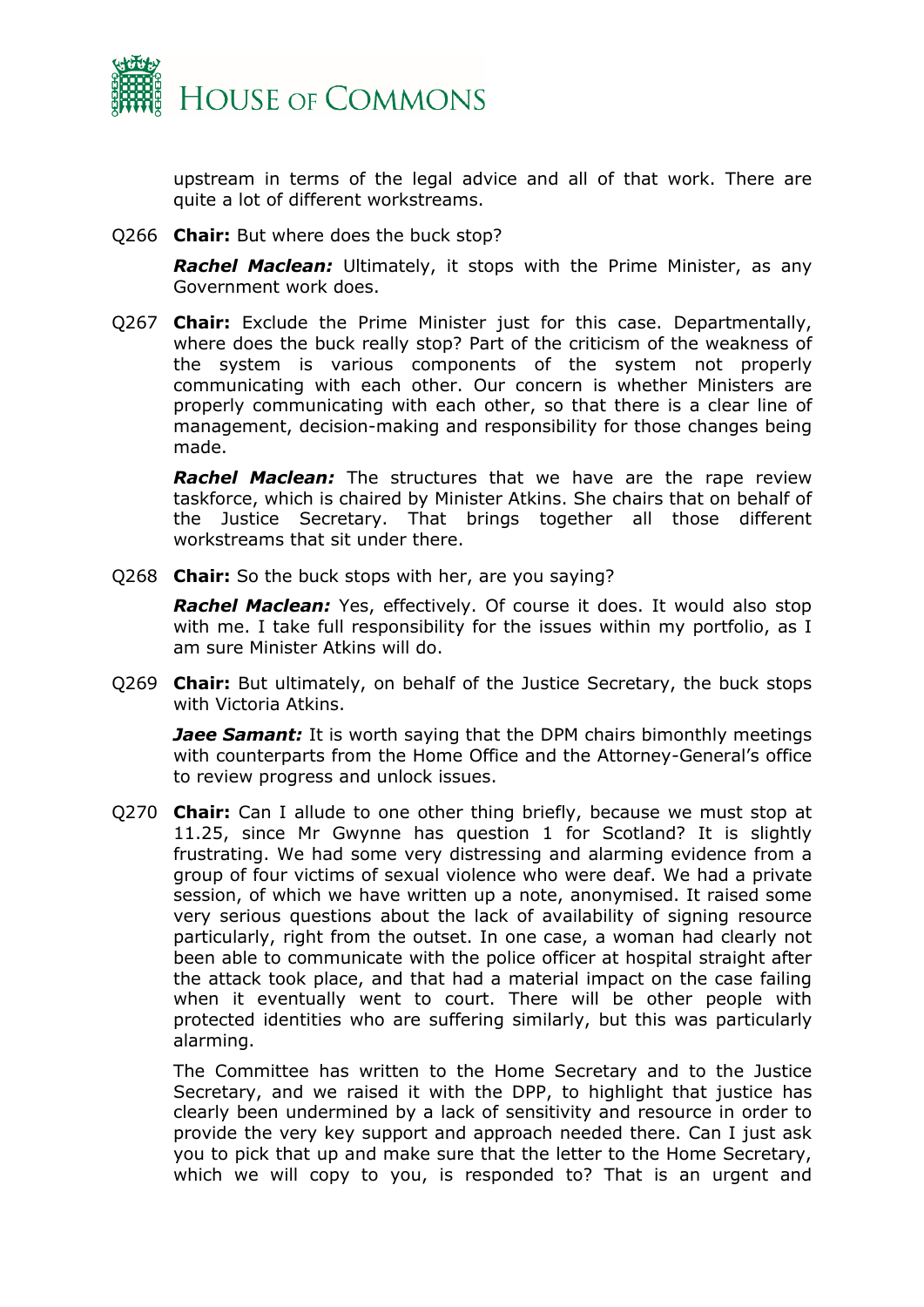upstream in terms of the legal advice and all of that work. There are quite a lot of different workstreams.

Q266 **Chair:** But where does the buck stop?

***Rachel Maclean:*** Ultimately, it stops with the Prime Minister, as any Government work does.

Q267 **Chair:** Exclude the Prime Minister just for this case. Departmentally, where does the buck really stop? Part of the criticism of the weakness of the system is various components of the system not properly communicating with each other. Our concern is whether Ministers are properly communicating with each other, so that there is a clear line of management, decision-making and responsibility for those changes being made.

***Rachel Maclean:*** The structures that we have are the rape review taskforce, which is chaired by Minister Atkins. She chairs that on behalf of the Justice Secretary. That brings together all those different workstreams that sit under there.

Q268 **Chair:** So the buck stops with her, are you saying?

***Rachel Maclean:*** Yes, effectively. Of course it does. It would also stop with me. I take full responsibility for the issues within my portfolio, as I am sure Minister Atkins will do.

Q269 **Chair:** But ultimately, on behalf of the Justice Secretary, the buck stops with Victoria Atkins.

***Jaee Samant:*** It is worth saying that the DPM chairs bimonthly meetings with counterparts from the Home Office and the Attorney-General's office to review progress and unlock issues.

Q270 **Chair:** Can I allude to one other thing briefly, because we must stop at 11.25, since Mr Gwynne has question 1 for Scotland? It is slightly frustrating. We had some very distressing and alarming evidence from a group of four victims of sexual violence who were deaf. We had a private session, of which we have written up a note, anonymised. It raised some very serious questions about the lack of availability of signing resource particularly, right from the outset. In one case, a woman had clearly not been able to communicate with the police officer at hospital straight after the attack took place, and that had a material impact on the case failing when it eventually went to court. There will be other people with protected identities who are suffering similarly, but this was particularly alarming.

The Committee has written to the Home Secretary and to the Justice Secretary, and we raised it with the DPP, to highlight that justice has clearly been undermined by a lack of sensitivity and resource in order to provide the very key support and approach needed there. Can I just ask you to pick that up and make sure that the letter to the Home Secretary, which we will copy to you, is responded to? That is an urgent and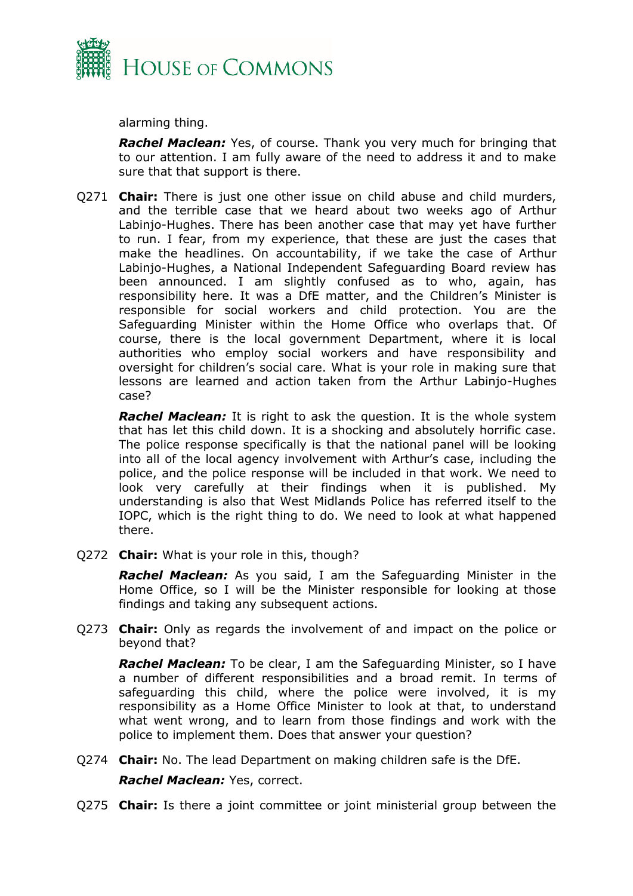alarming thing.

***Rachel Maclean:*** Yes, of course. Thank you very much for bringing that to our attention. I am fully aware of the need to address it and to make sure that that support is there.

Q271 **Chair:** There is just one other issue on child abuse and child murders, and the terrible case that we heard about two weeks ago of Arthur Labinjo-Hughes. There has been another case that may yet have further to run. I fear, from my experience, that these are just the cases that make the headlines. On accountability, if we take the case of Arthur Labinjo-Hughes, a National Independent Safeguarding Board review has been announced. I am slightly confused as to who, again, has responsibility here. It was a DfE matter, and the Children's Minister is responsible for social workers and child protection. You are the Safeguarding Minister within the Home Office who overlaps that. Of course, there is the local government Department, where it is local authorities who employ social workers and have responsibility and oversight for children's social care. What is your role in making sure that lessons are learned and action taken from the Arthur Labinjo-Hughes case?

***Rachel Maclean:*** It is right to ask the question. It is the whole system that has let this child down. It is a shocking and absolutely horrific case. The police response specifically is that the national panel will be looking into all of the local agency involvement with Arthur's case, including the police, and the police response will be included in that work. We need to look very carefully at their findings when it is published. My understanding is also that West Midlands Police has referred itself to the IOPC, which is the right thing to do. We need to look at what happened there.

Q272 **Chair:** What is your role in this, though?

***Rachel Maclean:*** As you said, I am the Safeguarding Minister in the Home Office, so I will be the Minister responsible for looking at those findings and taking any subsequent actions.

Q273 **Chair:** Only as regards the involvement of and impact on the police or beyond that?

***Rachel Maclean:*** To be clear, I am the Safeguarding Minister, so I have a number of different responsibilities and a broad remit. In terms of safeguarding this child, where the police were involved, it is my responsibility as a Home Office Minister to look at that, to understand what went wrong, and to learn from those findings and work with the police to implement them. Does that answer your question?

Q274 **Chair:** No. The lead Department on making children safe is the DfE.

***Rachel Maclean:*** Yes, correct.

Q275 **Chair:** Is there a joint committee or joint ministerial group between the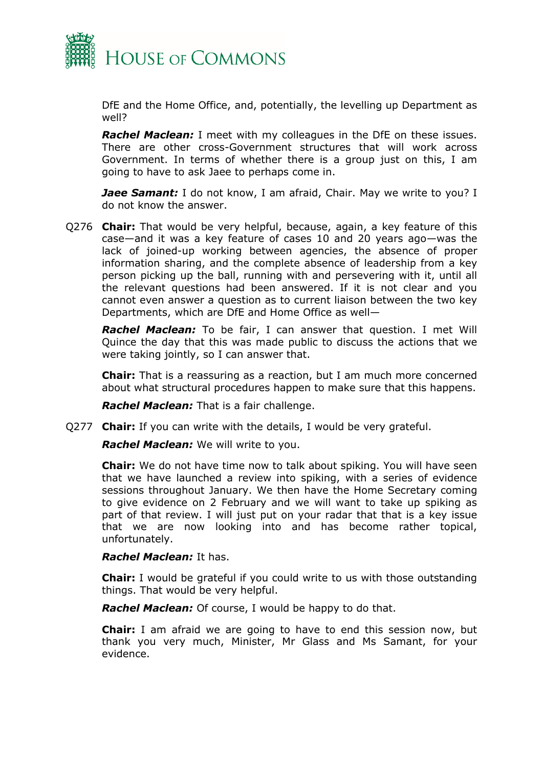DfE and the Home Office, and, potentially, the levelling up Department as well?

***Rachel Maclean:*** I meet with my colleagues in the DfE on these issues. There are other cross-Government structures that will work across Government. In terms of whether there is a group just on this, I am going to have to ask Jaee to perhaps come in.

***Jaee Samant:*** I do not know, I am afraid, Chair. May we write to you? I do not know the answer.

Q276 **Chair:** That would be very helpful, because, again, a key feature of this case—and it was a key feature of cases 10 and 20 years ago—was the lack of joined-up working between agencies, the absence of proper information sharing, and the complete absence of leadership from a key person picking up the ball, running with and persevering with it, until all the relevant questions had been answered. If it is not clear and you cannot even answer a question as to current liaison between the two key Departments, which are DfE and Home Office as well—

***Rachel Maclean:*** To be fair, I can answer that question. I met Will Quince the day that this was made public to discuss the actions that we were taking jointly, so I can answer that.

**Chair:** That is a reassuring as a reaction, but I am much more concerned about what structural procedures happen to make sure that this happens.

***Rachel Maclean:*** That is a fair challenge.

Q277 **Chair:** If you can write with the details, I would be very grateful.

***Rachel Maclean:*** We will write to you.

**Chair:** We do not have time now to talk about spiking. You will have seen that we have launched a review into spiking, with a series of evidence sessions throughout January. We then have the Home Secretary coming to give evidence on 2 February and we will want to take up spiking as part of that review. I will just put on your radar that that is a key issue that we are now looking into and has become rather topical, unfortunately.

***Rachel Maclean:*** It has.

**Chair:** I would be grateful if you could write to us with those outstanding things. That would be very helpful.

***Rachel Maclean:*** Of course, I would be happy to do that.

**Chair:** I am afraid we are going to have to end this session now, but thank you very much, Minister, Mr Glass and Ms Samant, for your evidence.